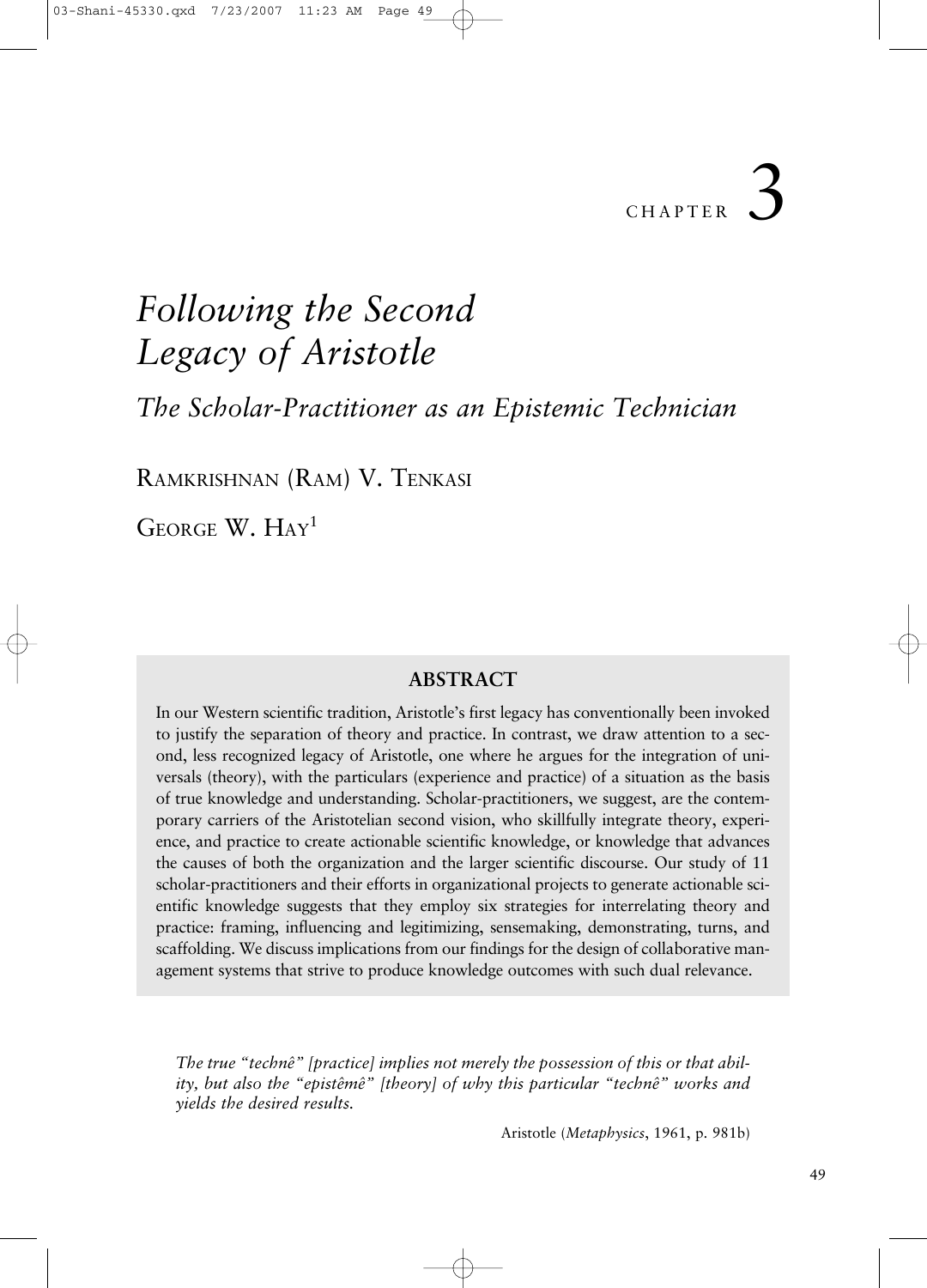CHAPTER 3

# Following the Second Legacy of Aristotle

## *The Scholar-Practitioner as an Epistemic Technician*

RAMKRISHNAN (RAM) V. TENKASI

GEORGE W. HAY[1]

### ABSTRACT

In our Western scientific tradition, Aristotle's first legacy has conventionally been invoked to justify the separation of theory and practice. In contrast, we draw attention to a second, less recognized legacy of Aristotle, one where he argues for the integration of universals (theory), with the particulars (experience and practice) of a situation as the basis of true knowledge and understanding. Scholar-practitioners, we suggest, are the contemporary carriers of the Aristotelian second vision, who skillfully integrate theory, experience, and practice to create actionable scientific knowledge, or knowledge that advances the causes of both the organization and the larger scientific discourse. Our study of 11 scholar-practitioners and their efforts in organizational projects to generate actionable scientific knowledge suggests that they employ six strategies for interrelating theory and practice: framing, influencing and legitimizing, sensemaking, demonstrating, turns, and scaffolding. We discuss implications from our findings for the design of collaborative management systems that strive to produce knowledge outcomes with such dual relevance.

> *The true "technê" [practice] implies not merely the possession of this or that ability, but also the "epistêmê" [theory] of why this particular "technê" works and yields the desired results.*
>
> Aristotle (*Metaphysics*, 1961, p. 981b)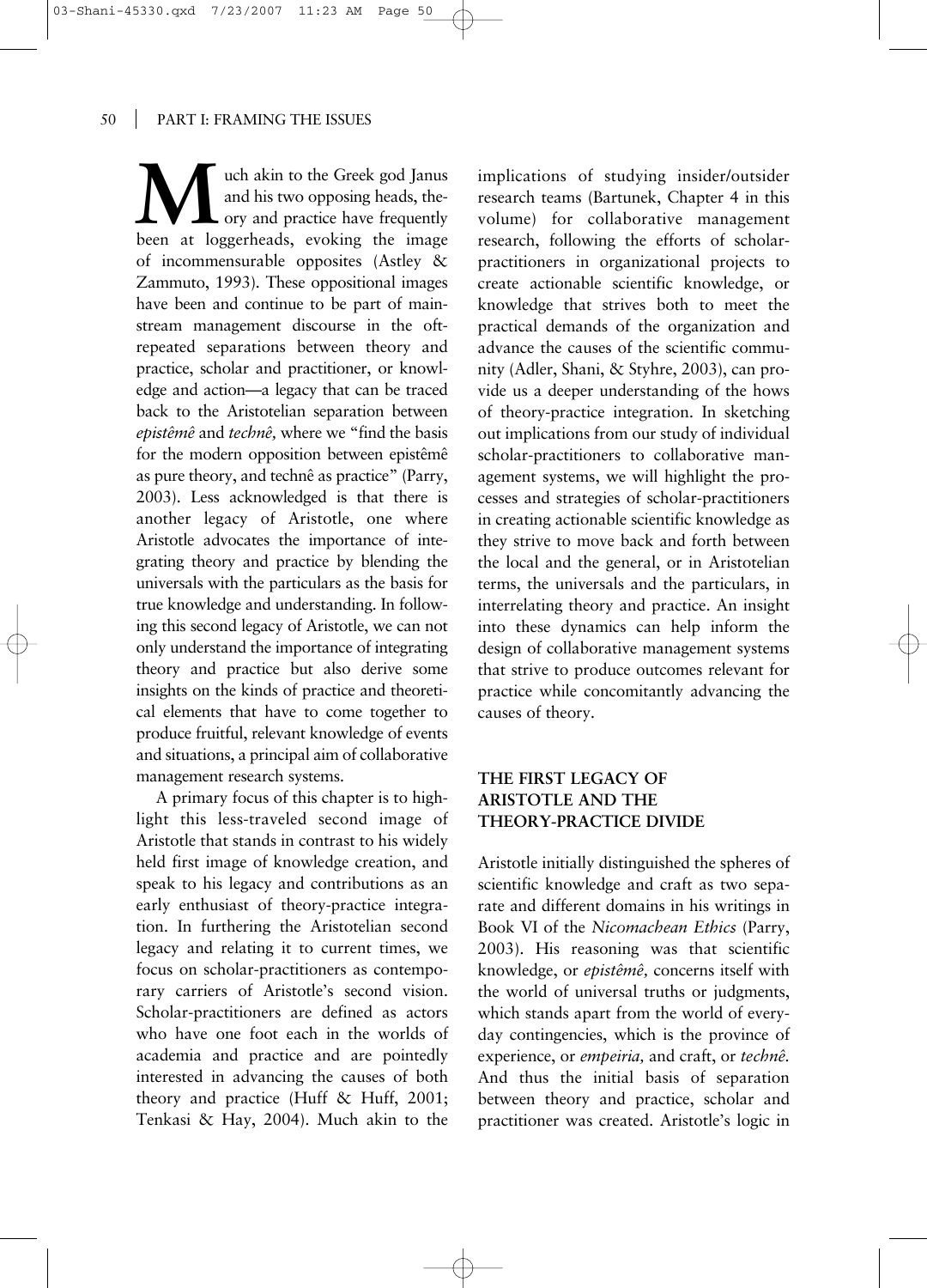Much akin to the Greek god Janus and his two opposing heads, theory and practice have frequently been at loggerheads, evoking the image of incommensurable opposites (Astley & Zammuto, 1993). These oppositional images have been and continue to be part of mainstream management discourse in the oft-repeated separations between theory and practice, scholar and practitioner, or knowledge and action—a legacy that can be traced back to the Aristotelian separation between *epistêmê* and *technê,* where we "find the basis for the modern opposition between epistêmê as pure theory, and technê as practice" (Parry, 2003). Less acknowledged is that there is another legacy of Aristotle, one where Aristotle advocates the importance of integrating theory and practice by blending the universals with the particulars as the basis for true knowledge and understanding. In following this second legacy of Aristotle, we can not only understand the importance of integrating theory and practice but also derive some insights on the kinds of practice and theoretical elements that have to come together to produce fruitful, relevant knowledge of events and situations, a principal aim of collaborative management research systems.

A primary focus of this chapter is to highlight this less-traveled second image of Aristotle that stands in contrast to his widely held first image of knowledge creation, and speak to his legacy and contributions as an early enthusiast of theory-practice integration. In furthering the Aristotelian second legacy and relating it to current times, we focus on scholar-practitioners as contemporary carriers of Aristotle's second vision. Scholar-practitioners are defined as actors who have one foot each in the worlds of academia and practice and are pointedly interested in advancing the causes of both theory and practice (Huff & Huff, 2001; Tenkasi & Hay, 2004). Much akin to the implications of studying insider/outsider research teams (Bartunek, Chapter 4 in this volume) for collaborative management research, following the efforts of scholar-practitioners in organizational projects to create actionable scientific knowledge, or knowledge that strives both to meet the practical demands of the organization and advance the causes of the scientific community (Adler, Shani, & Styhre, 2003), can provide us a deeper understanding of the hows of theory-practice integration. In sketching out implications from our study of individual scholar-practitioners to collaborative management systems, we will highlight the processes and strategies of scholar-practitioners in creating actionable scientific knowledge as they strive to move back and forth between the local and the general, or in Aristotelian terms, the universals and the particulars, in interrelating theory and practice. An insight into these dynamics can help inform the design of collaborative management systems that strive to produce outcomes relevant for practice while concomitantly advancing the causes of theory.

## THE FIRST LEGACY OF ARISTOTLE AND THE THEORY-PRACTICE DIVIDE

Aristotle initially distinguished the spheres of scientific knowledge and craft as two separate and different domains in his writings in Book VI of the *Nicomachean Ethics* (Parry, 2003). His reasoning was that scientific knowledge, or *epistêmê,* concerns itself with the world of universal truths or judgments, which stands apart from the world of everyday contingencies, which is the province of experience, or *empeiria,* and craft, or *technê.* And thus the initial basis of separation between theory and practice, scholar and practitioner was created. Aristotle's logic in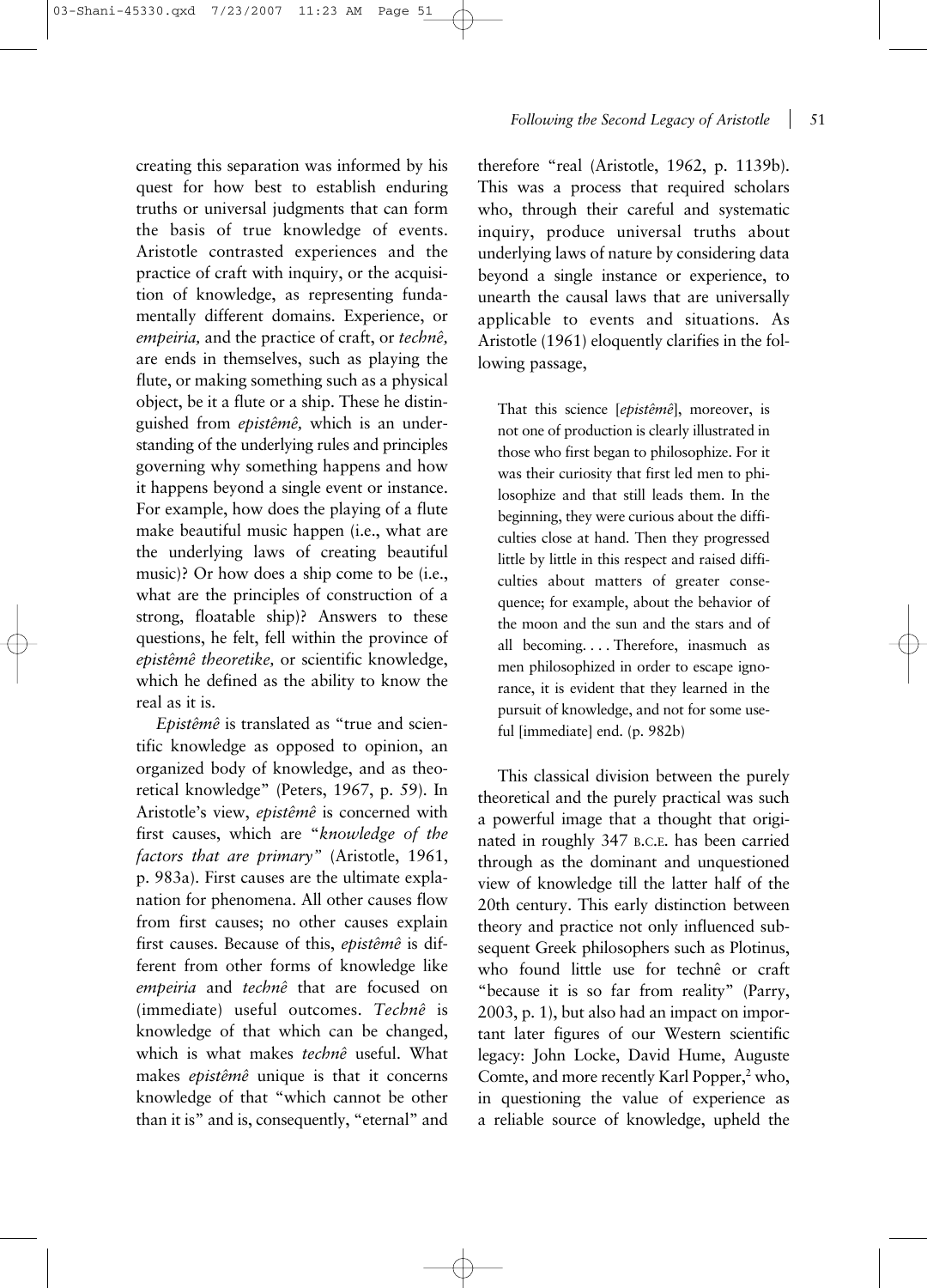creating this separation was informed by his quest for how best to establish enduring truths or universal judgments that can form the basis of true knowledge of events. Aristotle contrasted experiences and the practice of craft with inquiry, or the acquisition of knowledge, as representing fundamentally different domains. Experience, or *empeiria,* and the practice of craft, or *technê,* are ends in themselves, such as playing the flute, or making something such as a physical object, be it a flute or a ship. These he distinguished from *epistêmê,* which is an understanding of the underlying rules and principles governing why something happens and how it happens beyond a single event or instance. For example, how does the playing of a flute make beautiful music happen (i.e., what are the underlying laws of creating beautiful music)? Or how does a ship come to be (i.e., what are the principles of construction of a strong, floatable ship)? Answers to these questions, he felt, fell within the province of *epistêmê theoretike,* or scientific knowledge, which he defined as the ability to know the real as it is.

*Epistêmê* is translated as "true and scientific knowledge as opposed to opinion, an organized body of knowledge, and as theoretical knowledge" (Peters, 1967, p. 59). In Aristotle's view, *epistêmê* is concerned with first causes, which are "*knowledge of the factors that are primary"* (Aristotle, 1961, p. 983a). First causes are the ultimate explanation for phenomena. All other causes flow from first causes; no other causes explain first causes. Because of this, *epistêmê* is different from other forms of knowledge like *empeiria* and *technê* that are focused on (immediate) useful outcomes. *Technê* is knowledge of that which can be changed, which is what makes *technê* useful. What makes *epistêmê* unique is that it concerns knowledge of that "which cannot be other than it is" and is, consequently, "eternal" and therefore "real (Aristotle, 1962, p. 1139b). This was a process that required scholars who, through their careful and systematic inquiry, produce universal truths about underlying laws of nature by considering data beyond a single instance or experience, to unearth the causal laws that are universally applicable to events and situations. As Aristotle (1961) eloquently clarifies in the following passage,

> That this science [*epistêmê*], moreover, is not one of production is clearly illustrated in those who first began to philosophize. For it was their curiosity that first led men to philosophize and that still leads them. In the beginning, they were curious about the difficulties close at hand. Then they progressed little by little in this respect and raised difficulties about matters of greater consequence; for example, about the behavior of the moon and the sun and the stars and of all becoming. . . . Therefore, inasmuch as men philosophized in order to escape ignorance, it is evident that they learned in the pursuit of knowledge, and not for some useful [immediate] end. (p. 982b)

This classical division between the purely theoretical and the purely practical was such a powerful image that a thought that originated in roughly 347 B.C.E. has been carried through as the dominant and unquestioned view of knowledge till the latter half of the 20th century. This early distinction between theory and practice not only influenced subsequent Greek philosophers such as Plotinus, who found little use for technê or craft "because it is so far from reality" (Parry, 2003, p. 1), but also had an impact on important later figures of our Western scientific legacy: John Locke, David Hume, Auguste Comte, and more recently Karl Popper,[2] who, in questioning the value of experience as a reliable source of knowledge, upheld the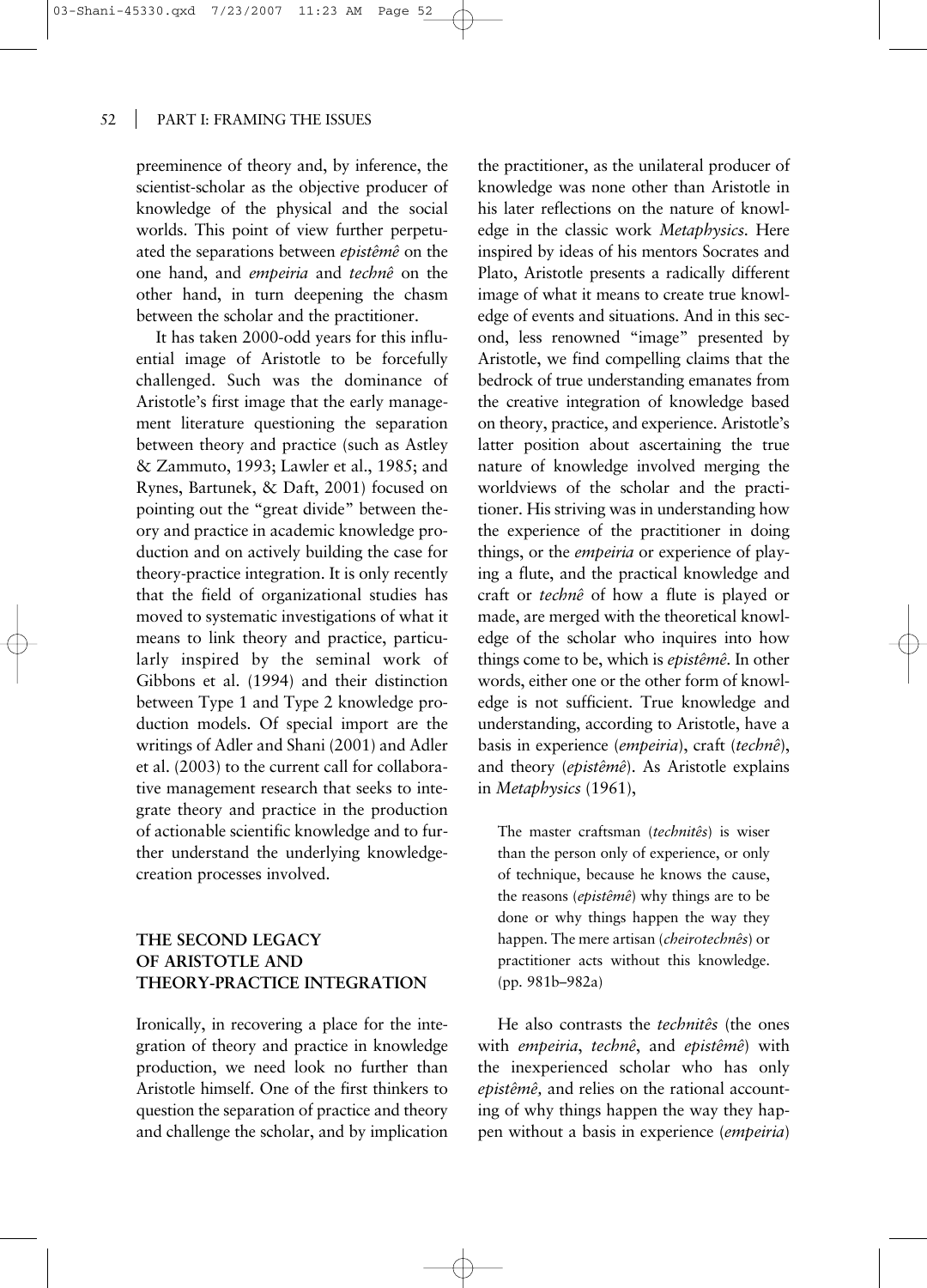preeminence of theory and, by inference, the scientist-scholar as the objective producer of knowledge of the physical and the social worlds. This point of view further perpetuated the separations between *epistêmê* on the one hand, and *empeiria* and *technê* on the other hand, in turn deepening the chasm between the scholar and the practitioner.

It has taken 2000-odd years for this influential image of Aristotle to be forcefully challenged. Such was the dominance of Aristotle's first image that the early management literature questioning the separation between theory and practice (such as Astley & Zammuto, 1993; Lawler et al., 1985; and Rynes, Bartunek, & Daft, 2001) focused on pointing out the "great divide" between theory and practice in academic knowledge production and on actively building the case for theory-practice integration. It is only recently that the field of organizational studies has moved to systematic investigations of what it means to link theory and practice, particularly inspired by the seminal work of Gibbons et al. (1994) and their distinction between Type 1 and Type 2 knowledge production models. Of special import are the writings of Adler and Shani (2001) and Adler et al. (2003) to the current call for collaborative management research that seeks to integrate theory and practice in the production of actionable scientific knowledge and to further understand the underlying knowledge-creation processes involved.

## THE SECOND LEGACY OF ARISTOTLE AND THEORY-PRACTICE INTEGRATION

Ironically, in recovering a place for the integration of theory and practice in knowledge production, we need look no further than Aristotle himself. One of the first thinkers to question the separation of practice and theory and challenge the scholar, and by implication the practitioner, as the unilateral producer of knowledge was none other than Aristotle in his later reflections on the nature of knowledge in the classic work *Metaphysics*. Here inspired by ideas of his mentors Socrates and Plato, Aristotle presents a radically different image of what it means to create true knowledge of events and situations. And in this second, less renowned "image" presented by Aristotle, we find compelling claims that the bedrock of true understanding emanates from the creative integration of knowledge based on theory, practice, and experience. Aristotle's latter position about ascertaining the true nature of knowledge involved merging the worldviews of the scholar and the practitioner. His striving was in understanding how the experience of the practitioner in doing things, or the *empeiria* or experience of playing a flute, and the practical knowledge and craft or *technê* of how a flute is played or made, are merged with the theoretical knowledge of the scholar who inquires into how things come to be, which is *epistêmê*. In other words, either one or the other form of knowledge is not sufficient. True knowledge and understanding, according to Aristotle, have a basis in experience (*empeiria*), craft (*technê*), and theory (*epistêmê*). As Aristotle explains in *Metaphysics* (1961),

> The master craftsman (*technitês*) is wiser than the person only of experience, or only of technique, because he knows the cause, the reasons (*epistêmê*) why things are to be done or why things happen the way they happen. The mere artisan (*cheirotechnês*) or practitioner acts without this knowledge. (pp. 981b–982a)

He also contrasts the *technitês* (the ones with *empeiria*, *technê*, and *epistêmê*) with the inexperienced scholar who has only *epistêmê*, and relies on the rational accounting of why things happen the way they happen without a basis in experience (*empeiria*)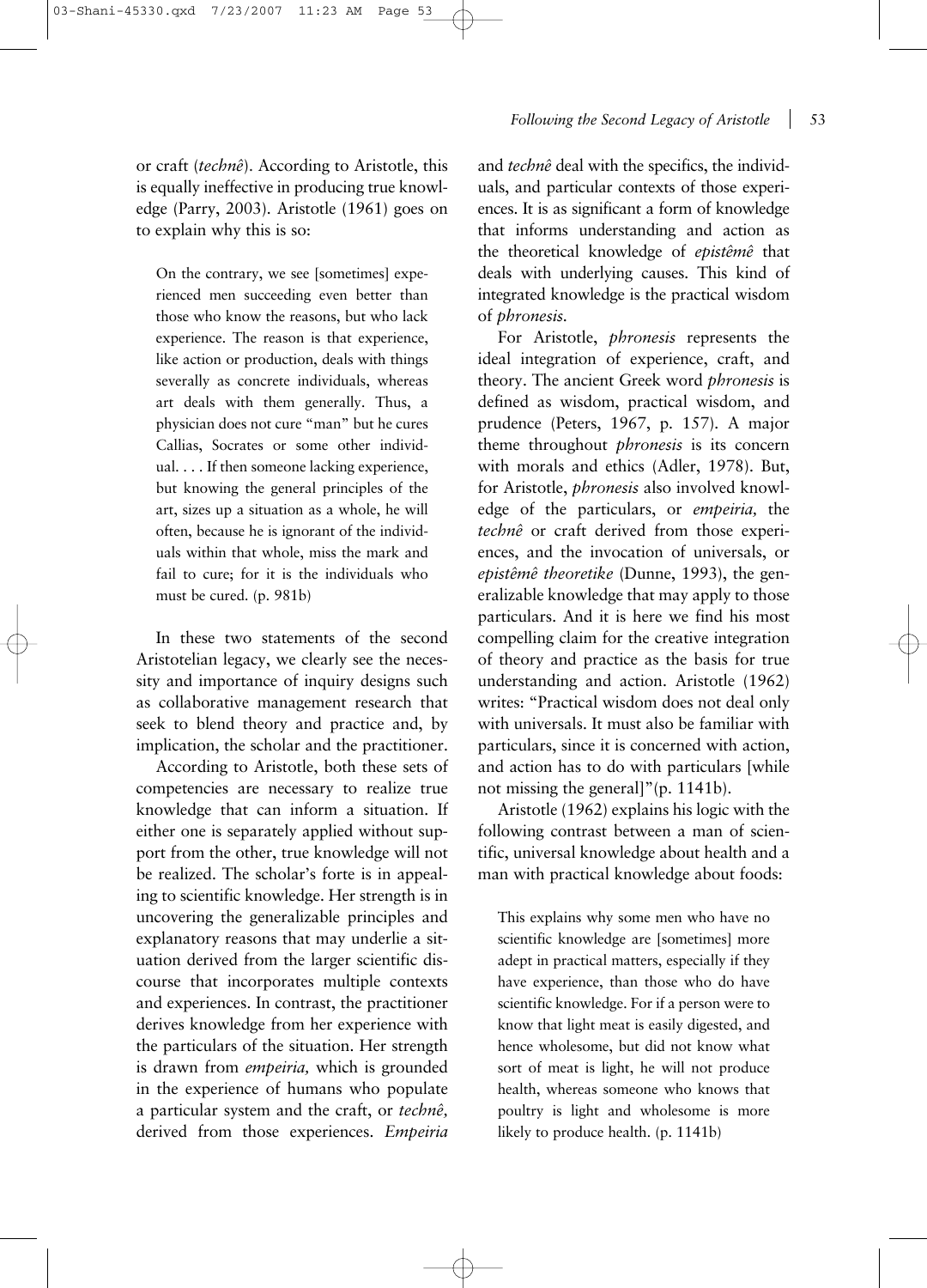or craft (*technê*). According to Aristotle, this is equally ineffective in producing true knowledge (Parry, 2003). Aristotle (1961) goes on to explain why this is so:

> On the contrary, we see [sometimes] experienced men succeeding even better than those who know the reasons, but who lack experience. The reason is that experience, like action or production, deals with things severally as concrete individuals, whereas art deals with them generally. Thus, a physician does not cure "man" but he cures Callias, Socrates or some other individual. . . . If then someone lacking experience, but knowing the general principles of the art, sizes up a situation as a whole, he will often, because he is ignorant of the individuals within that whole, miss the mark and fail to cure; for it is the individuals who must be cured. (p. 981b)

In these two statements of the second Aristotelian legacy, we clearly see the necessity and importance of inquiry designs such as collaborative management research that seek to blend theory and practice and, by implication, the scholar and the practitioner.

According to Aristotle, both these sets of competencies are necessary to realize true knowledge that can inform a situation. If either one is separately applied without support from the other, true knowledge will not be realized. The scholar's forte is in appealing to scientific knowledge. Her strength is in uncovering the generalizable principles and explanatory reasons that may underlie a situation derived from the larger scientific discourse that incorporates multiple contexts and experiences. In contrast, the practitioner derives knowledge from her experience with the particulars of the situation. Her strength is drawn from *empeiria,* which is grounded in the experience of humans who populate a particular system and the craft, or *technê,* derived from those experiences. *Empeiria* and *technê* deal with the specifics, the individuals, and particular contexts of those experiences. It is as significant a form of knowledge that informs understanding and action as the theoretical knowledge of *epistêmê* that deals with underlying causes. This kind of integrated knowledge is the practical wisdom of *phronesis.*

For Aristotle, *phronesis* represents the ideal integration of experience, craft, and theory. The ancient Greek word *phronesis* is defined as wisdom, practical wisdom, and prudence (Peters, 1967, p. 157). A major theme throughout *phronesis* is its concern with morals and ethics (Adler, 1978). But, for Aristotle, *phronesis* also involved knowledge of the particulars, or *empeiria,* the *technê* or craft derived from those experiences, and the invocation of universals, or *epistêmê theoretike* (Dunne, 1993), the generalizable knowledge that may apply to those particulars. And it is here we find his most compelling claim for the creative integration of theory and practice as the basis for true understanding and action. Aristotle (1962) writes: "Practical wisdom does not deal only with universals. It must also be familiar with particulars, since it is concerned with action, and action has to do with particulars [while not missing the general]"(p. 1141b).

Aristotle (1962) explains his logic with the following contrast between a man of scientific, universal knowledge about health and a man with practical knowledge about foods:

> This explains why some men who have no scientific knowledge are [sometimes] more adept in practical matters, especially if they have experience, than those who do have scientific knowledge. For if a person were to know that light meat is easily digested, and hence wholesome, but did not know what sort of meat is light, he will not produce health, whereas someone who knows that poultry is light and wholesome is more likely to produce health. (p. 1141b)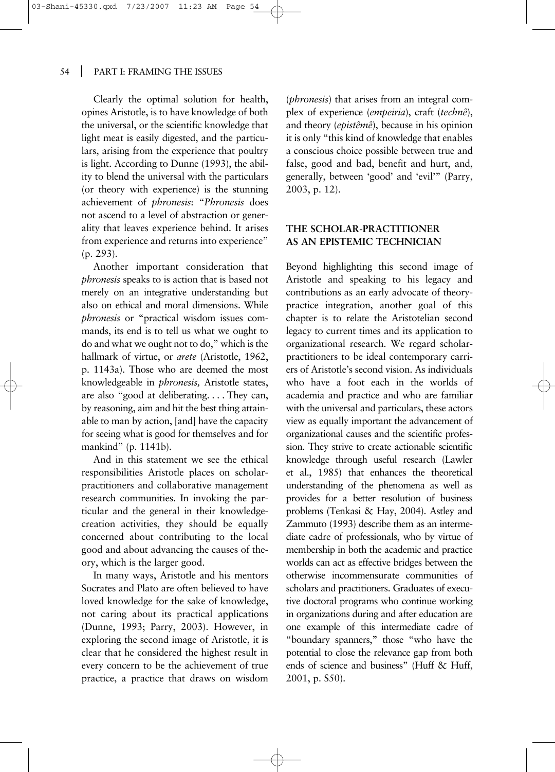Clearly the optimal solution for health, opines Aristotle, is to have knowledge of both the universal, or the scientific knowledge that light meat is easily digested, and the particulars, arising from the experience that poultry is light. According to Dunne (1993), the ability to blend the universal with the particulars (or theory with experience) is the stunning achievement of *phronesis*: "*Phronesis* does not ascend to a level of abstraction or generality that leaves experience behind. It arises from experience and returns into experience" (p. 293).

Another important consideration that *phronesis* speaks to is action that is based not merely on an integrative understanding but also on ethical and moral dimensions. While *phronesis* or "practical wisdom issues commands, its end is to tell us what we ought to do and what we ought not to do," which is the hallmark of virtue, or *arete* (Aristotle, 1962, p. 1143a). Those who are deemed the most knowledgeable in *phronesis,* Aristotle states, are also "good at deliberating. . . . They can, by reasoning, aim and hit the best thing attainable to man by action, [and] have the capacity for seeing what is good for themselves and for mankind" (p. 1141b).

And in this statement we see the ethical responsibilities Aristotle places on scholar-practitioners and collaborative management research communities. In invoking the particular and the general in their knowledge-creation activities, they should be equally concerned about contributing to the local good and about advancing the causes of theory, which is the larger good.

In many ways, Aristotle and his mentors Socrates and Plato are often believed to have loved knowledge for the sake of knowledge, not caring about its practical applications (Dunne, 1993; Parry, 2003). However, in exploring the second image of Aristotle, it is clear that he considered the highest result in every concern to be the achievement of true practice, a practice that draws on wisdom (*phronesis*) that arises from an integral complex of experience (*empeiria*), craft (*technê*), and theory (*epistêmê*), because in his opinion it is only "this kind of knowledge that enables a conscious choice possible between true and false, good and bad, benefit and hurt, and, generally, between 'good' and 'evil'" (Parry, 2003, p. 12).

## THE SCHOLAR-PRACTITIONER AS AN EPISTEMIC TECHNICIAN

Beyond highlighting this second image of Aristotle and speaking to his legacy and contributions as an early advocate of theory-practice integration, another goal of this chapter is to relate the Aristotelian second legacy to current times and its application to organizational research. We regard scholar-practitioners to be ideal contemporary carriers of Aristotle's second vision. As individuals who have a foot each in the worlds of academia and practice and who are familiar with the universal and particulars, these actors view as equally important the advancement of organizational causes and the scientific profession. They strive to create actionable scientific knowledge through useful research (Lawler et al., 1985) that enhances the theoretical understanding of the phenomena as well as provides for a better resolution of business problems (Tenkasi & Hay, 2004). Astley and Zammuto (1993) describe them as an intermediate cadre of professionals, who by virtue of membership in both the academic and practice worlds can act as effective bridges between the otherwise incommensurate communities of scholars and practitioners. Graduates of executive doctoral programs who continue working in organizations during and after education are one example of this intermediate cadre of "boundary spanners," those "who have the potential to close the relevance gap from both ends of science and business" (Huff & Huff, 2001, p. S50).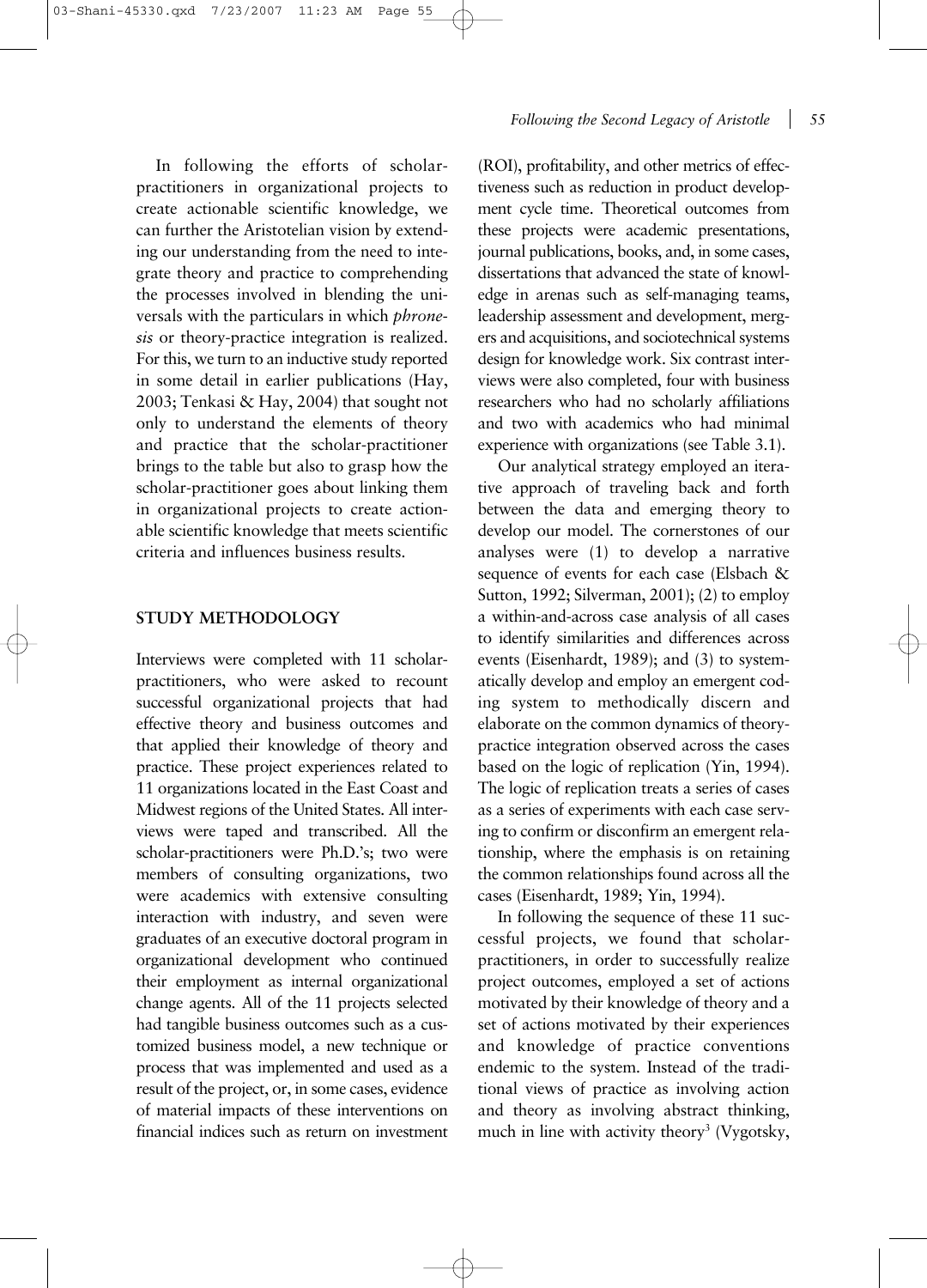In following the efforts of scholar-practitioners in organizational projects to create actionable scientific knowledge, we can further the Aristotelian vision by extending our understanding from the need to integrate theory and practice to comprehending the processes involved in blending the universals with the particulars in which *phronesis* or theory-practice integration is realized. For this, we turn to an inductive study reported in some detail in earlier publications (Hay, 2003; Tenkasi & Hay, 2004) that sought not only to understand the elements of theory and practice that the scholar-practitioner brings to the table but also to grasp how the scholar-practitioner goes about linking them in organizational projects to create actionable scientific knowledge that meets scientific criteria and influences business results.

## STUDY METHODOLOGY

Interviews were completed with 11 scholar-practitioners, who were asked to recount successful organizational projects that had effective theory and business outcomes and that applied their knowledge of theory and practice. These project experiences related to 11 organizations located in the East Coast and Midwest regions of the United States. All interviews were taped and transcribed. All the scholar-practitioners were Ph.D.'s; two were members of consulting organizations, two were academics with extensive consulting interaction with industry, and seven were graduates of an executive doctoral program in organizational development who continued their employment as internal organizational change agents. All of the 11 projects selected had tangible business outcomes such as a customized business model, a new technique or process that was implemented and used as a result of the project, or, in some cases, evidence of material impacts of these interventions on financial indices such as return on investment (ROI), profitability, and other metrics of effectiveness such as reduction in product development cycle time. Theoretical outcomes from these projects were academic presentations, journal publications, books, and, in some cases, dissertations that advanced the state of knowledge in arenas such as self-managing teams, leadership assessment and development, mergers and acquisitions, and sociotechnical systems design for knowledge work. Six contrast interviews were also completed, four with business researchers who had no scholarly affiliations and two with academics who had minimal experience with organizations (see Table 3.1).

Our analytical strategy employed an iterative approach of traveling back and forth between the data and emerging theory to develop our model. The cornerstones of our analyses were (1) to develop a narrative sequence of events for each case (Elsbach & Sutton, 1992; Silverman, 2001); (2) to employ a within-and-across case analysis of all cases to identify similarities and differences across events (Eisenhardt, 1989); and (3) to systematically develop and employ an emergent coding system to methodically discern and elaborate on the common dynamics of theory-practice integration observed across the cases based on the logic of replication (Yin, 1994). The logic of replication treats a series of cases as a series of experiments with each case serving to confirm or disconfirm an emergent relationship, where the emphasis is on retaining the common relationships found across all the cases (Eisenhardt, 1989; Yin, 1994).

In following the sequence of these 11 successful projects, we found that scholar-practitioners, in order to successfully realize project outcomes, employed a set of actions motivated by their knowledge of theory and a set of actions motivated by their experiences and knowledge of practice conventions endemic to the system. Instead of the traditional views of practice as involving action and theory as involving abstract thinking, much in line with activity theory[3] (Vygotsky,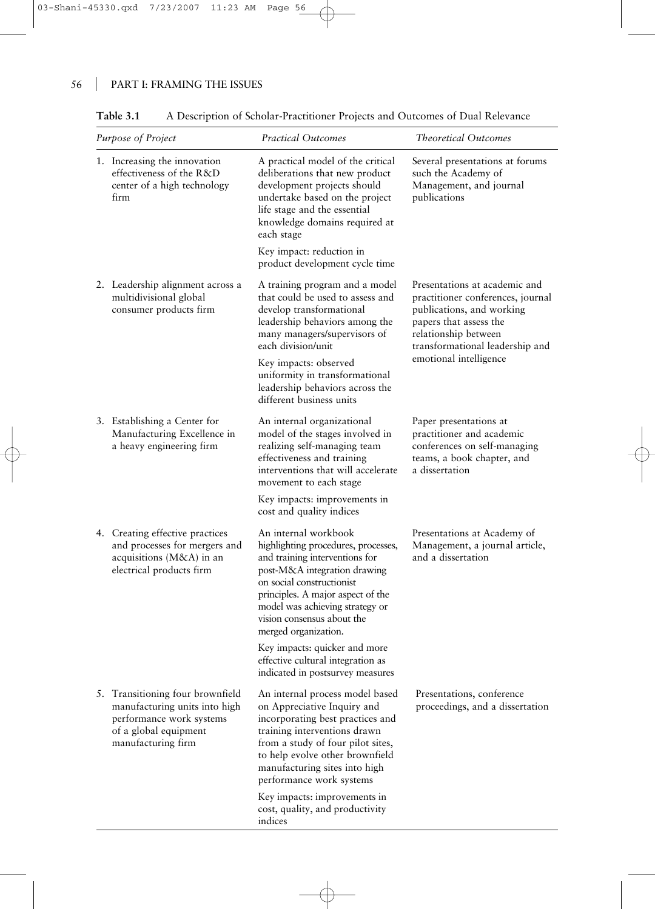**Table 3.1** A Description of Scholar-Practitioner Projects and Outcomes of Dual Relevance

| *Purpose of Project* | *Practical Outcomes* | *Theoretical Outcomes* |
|---|---|---|
| 1. Increasing the innovation effectiveness of the R&D center of a high technology firm | A practical model of the critical deliberations that new product development projects should undertake based on the project life stage and the essential knowledge domains required at each stage<br><br>Key impact: reduction in product development cycle time | Several presentations at forums such the Academy of Management, and journal publications |
| 2. Leadership alignment across a multidivisional global consumer products firm | A training program and a model that could be used to assess and develop transformational leadership behaviors among the many managers/supervisors of each division/unit<br><br>Key impacts: observed uniformity in transformational leadership behaviors across the different business units | Presentations at academic and practitioner conferences, journal publications, and working papers that assess the relationship between transformational leadership and emotional intelligence |
| 3. Establishing a Center for Manufacturing Excellence in a heavy engineering firm | An internal organizational model of the stages involved in realizing self-managing team effectiveness and training interventions that will accelerate movement to each stage<br><br>Key impacts: improvements in cost and quality indices | Paper presentations at practitioner and academic conferences on self-managing teams, a book chapter, and a dissertation |
| 4. Creating effective practices and processes for mergers and acquisitions (M&A) in an electrical products firm | An internal workbook highlighting procedures, processes, and training interventions for post-M&A integration drawing on social constructionist principles. A major aspect of the model was achieving strategy or vision consensus about the merged organization.<br><br>Key impacts: quicker and more effective cultural integration as indicated in postsurvey measures | Presentations at Academy of Management, a journal article, and a dissertation |
| 5. Transitioning four brownfield manufacturing units into high performance work systems of a global equipment manufacturing firm | An internal process model based on Appreciative Inquiry and incorporating best practices and training interventions drawn from a study of four pilot sites, to help evolve other brownfield manufacturing sites into high performance work systems<br><br>Key impacts: improvements in cost, quality, and productivity indices | Presentations, conference proceedings, and a dissertation |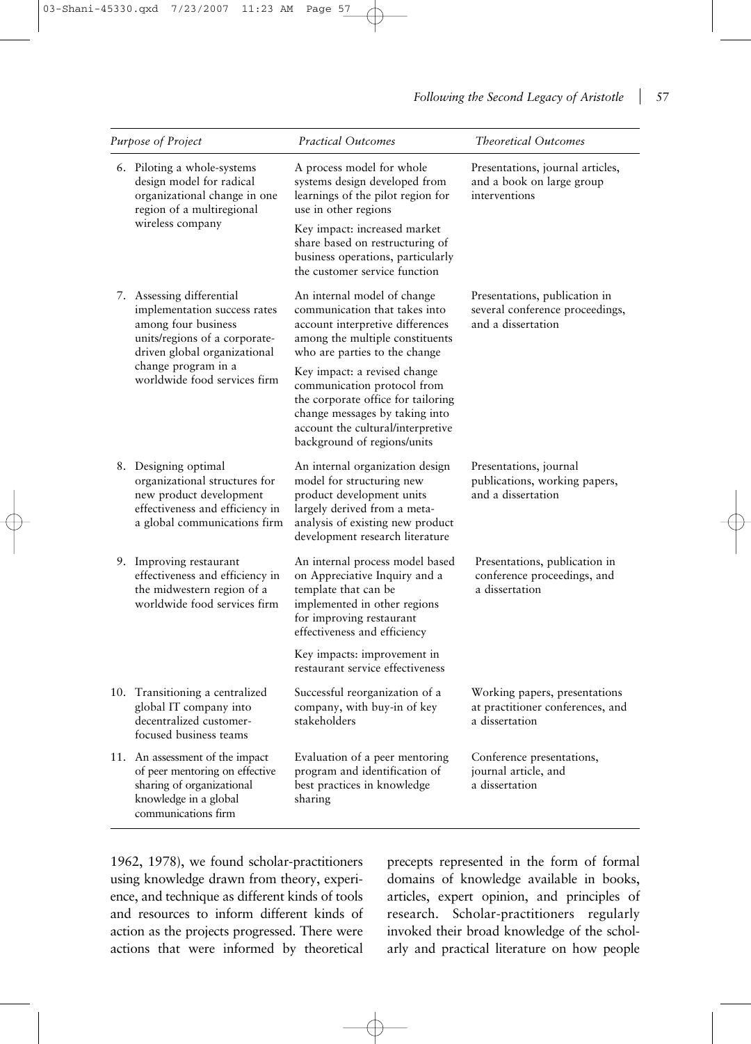| Purpose of Project | Practical Outcomes | Theoretical Outcomes |
|---|---|---|
| 6. Piloting a whole-systems design model for radical organizational change in one region of a multiregional wireless company | A process model for whole systems design developed from learnings of the pilot region for use in other regions<br><br>Key impact: increased market share based on restructuring of business operations, particularly the customer service function | Presentations, journal articles, and a book on large group interventions |
| 7. Assessing differential implementation success rates among four business units/regions of a corporate-driven global organizational change program in a worldwide food services firm | An internal model of change communication that takes into account interpretive differences among the multiple constituents who are parties to the change<br><br>Key impact: a revised change communication protocol from the corporate office for tailoring change messages by taking into account the cultural/interpretive background of regions/units | Presentations, publication in several conference proceedings, and a dissertation |
| 8. Designing optimal organizational structures for new product development effectiveness and efficiency in a global communications firm | An internal organization design model for structuring new product development units largely derived from a meta-analysis of existing new product development research literature | Presentations, journal publications, working papers, and a dissertation |
| 9. Improving restaurant effectiveness and efficiency in the midwestern region of a worldwide food services firm | An internal process model based on Appreciative Inquiry and a template that can be implemented in other regions for improving restaurant effectiveness and efficiency<br><br>Key impacts: improvement in restaurant service effectiveness | Presentations, publication in conference proceedings, and a dissertation |
| 10. Transitioning a centralized global IT company into decentralized customer-focused business teams | Successful reorganization of a company, with buy-in of key stakeholders | Working papers, presentations at practitioner conferences, and a dissertation |
| 11. An assessment of the impact of peer mentoring on effective sharing of organizational knowledge in a global communications firm | Evaluation of a peer mentoring program and identification of best practices in knowledge sharing | Conference presentations, journal article, and a dissertation |

1962, 1978), we found scholar-practitioners using knowledge drawn from theory, experience, and technique as different kinds of tools and resources to inform different kinds of action as the projects progressed. There were actions that were informed by theoretical precepts represented in the form of formal domains of knowledge available in books, articles, expert opinion, and principles of research. Scholar-practitioners regularly invoked their broad knowledge of the scholarly and practical literature on how people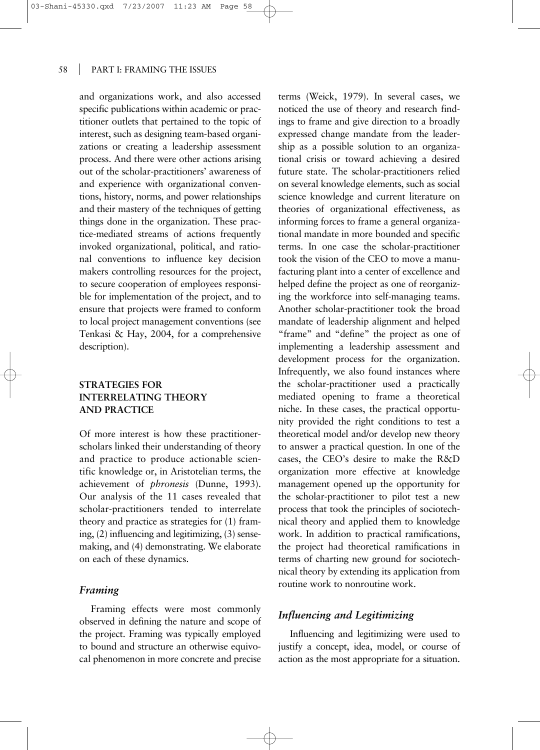and organizations work, and also accessed specific publications within academic or practitioner outlets that pertained to the topic of interest, such as designing team-based organizations or creating a leadership assessment process. And there were other actions arising out of the scholar-practitioners' awareness of and experience with organizational conventions, history, norms, and power relationships and their mastery of the techniques of getting things done in the organization. These practice-mediated streams of actions frequently invoked organizational, political, and rational conventions to influence key decision makers controlling resources for the project, to secure cooperation of employees responsible for implementation of the project, and to ensure that projects were framed to conform to local project management conventions (see Tenkasi & Hay, 2004, for a comprehensive description).

## STRATEGIES FOR INTERRELATING THEORY AND PRACTICE

Of more interest is how these practitioner-scholars linked their understanding of theory and practice to produce actionable scientific knowledge or, in Aristotelian terms, the achievement of *phronesis* (Dunne, 1993). Our analysis of the 11 cases revealed that scholar-practitioners tended to interrelate theory and practice as strategies for (1) framing, (2) influencing and legitimizing, (3) sensemaking, and (4) demonstrating. We elaborate on each of these dynamics.

### *Framing*

Framing effects were most commonly observed in defining the nature and scope of the project. Framing was typically employed to bound and structure an otherwise equivocal phenomenon in more concrete and precise terms (Weick, 1979). In several cases, we noticed the use of theory and research findings to frame and give direction to a broadly expressed change mandate from the leadership as a possible solution to an organizational crisis or toward achieving a desired future state. The scholar-practitioners relied on several knowledge elements, such as social science knowledge and current literature on theories of organizational effectiveness, as informing forces to frame a general organizational mandate in more bounded and specific terms. In one case the scholar-practitioner took the vision of the CEO to move a manufacturing plant into a center of excellence and helped define the project as one of reorganizing the workforce into self-managing teams. Another scholar-practitioner took the broad mandate of leadership alignment and helped "frame" and "define" the project as one of implementing a leadership assessment and development process for the organization. Infrequently, we also found instances where the scholar-practitioner used a practically mediated opening to frame a theoretical niche. In these cases, the practical opportunity provided the right conditions to test a theoretical model and/or develop new theory to answer a practical question. In one of the cases, the CEO's desire to make the R&D organization more effective at knowledge management opened up the opportunity for the scholar-practitioner to pilot test a new process that took the principles of sociotechnical theory and applied them to knowledge work. In addition to practical ramifications, the project had theoretical ramifications in terms of charting new ground for sociotechnical theory by extending its application from routine work to nonroutine work.

### *Influencing and Legitimizing*

Influencing and legitimizing were used to justify a concept, idea, model, or course of action as the most appropriate for a situation.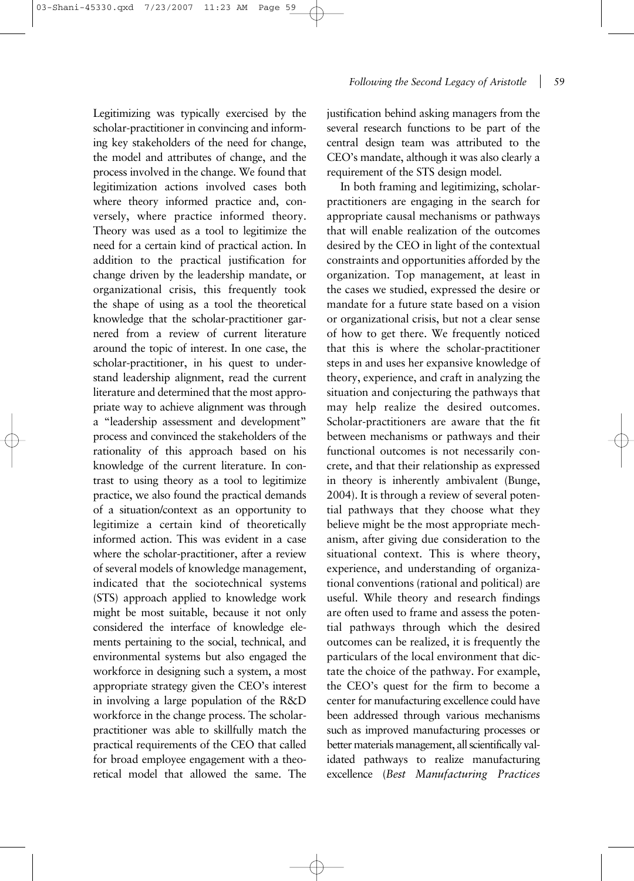Legitimizing was typically exercised by the scholar-practitioner in convincing and informing key stakeholders of the need for change, the model and attributes of change, and the process involved in the change. We found that legitimization actions involved cases both where theory informed practice and, conversely, where practice informed theory. Theory was used as a tool to legitimize the need for a certain kind of practical action. In addition to the practical justification for change driven by the leadership mandate, or organizational crisis, this frequently took the shape of using as a tool the theoretical knowledge that the scholar-practitioner garnered from a review of current literature around the topic of interest. In one case, the scholar-practitioner, in his quest to understand leadership alignment, read the current literature and determined that the most appropriate way to achieve alignment was through a "leadership assessment and development" process and convinced the stakeholders of the rationality of this approach based on his knowledge of the current literature. In contrast to using theory as a tool to legitimize practice, we also found the practical demands of a situation/context as an opportunity to legitimize a certain kind of theoretically informed action. This was evident in a case where the scholar-practitioner, after a review of several models of knowledge management, indicated that the sociotechnical systems (STS) approach applied to knowledge work might be most suitable, because it not only considered the interface of knowledge elements pertaining to the social, technical, and environmental systems but also engaged the workforce in designing such a system, a most appropriate strategy given the CEO's interest in involving a large population of the R&D workforce in the change process. The scholar-practitioner was able to skillfully match the practical requirements of the CEO that called for broad employee engagement with a theoretical model that allowed the same. The justification behind asking managers from the several research functions to be part of the central design team was attributed to the CEO's mandate, although it was also clearly a requirement of the STS design model.

In both framing and legitimizing, scholar-practitioners are engaging in the search for appropriate causal mechanisms or pathways that will enable realization of the outcomes desired by the CEO in light of the contextual constraints and opportunities afforded by the organization. Top management, at least in the cases we studied, expressed the desire or mandate for a future state based on a vision or organizational crisis, but not a clear sense of how to get there. We frequently noticed that this is where the scholar-practitioner steps in and uses her expansive knowledge of theory, experience, and craft in analyzing the situation and conjecturing the pathways that may help realize the desired outcomes. Scholar-practitioners are aware that the fit between mechanisms or pathways and their functional outcomes is not necessarily concrete, and that their relationship as expressed in theory is inherently ambivalent (Bunge, 2004). It is through a review of several potential pathways that they choose what they believe might be the most appropriate mechanism, after giving due consideration to the situational context. This is where theory, experience, and understanding of organizational conventions (rational and political) are useful. While theory and research findings are often used to frame and assess the potential pathways through which the desired outcomes can be realized, it is frequently the particulars of the local environment that dictate the choice of the pathway. For example, the CEO's quest for the firm to become a center for manufacturing excellence could have been addressed through various mechanisms such as improved manufacturing processes or better materials management, all scientifically validated pathways to realize manufacturing excellence (*Best Manufacturing Practices*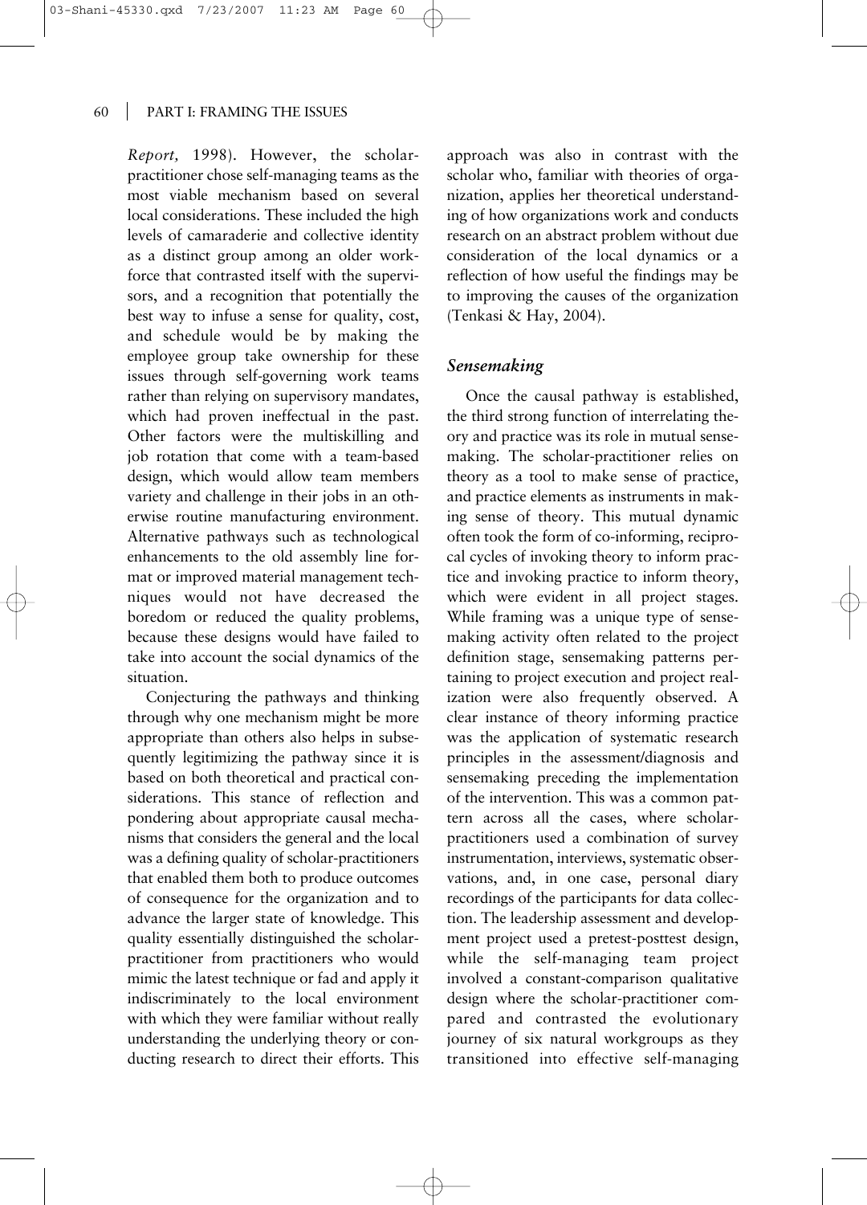*Report,* 1998). However, the scholar-practitioner chose self-managing teams as the most viable mechanism based on several local considerations. These included the high levels of camaraderie and collective identity as a distinct group among an older workforce that contrasted itself with the supervisors, and a recognition that potentially the best way to infuse a sense for quality, cost, and schedule would be by making the employee group take ownership for these issues through self-governing work teams rather than relying on supervisory mandates, which had proven ineffectual in the past. Other factors were the multiskilling and job rotation that come with a team-based design, which would allow team members variety and challenge in their jobs in an otherwise routine manufacturing environment. Alternative pathways such as technological enhancements to the old assembly line format or improved material management techniques would not have decreased the boredom or reduced the quality problems, because these designs would have failed to take into account the social dynamics of the situation.

Conjecturing the pathways and thinking through why one mechanism might be more appropriate than others also helps in subsequently legitimizing the pathway since it is based on both theoretical and practical considerations. This stance of reflection and pondering about appropriate causal mechanisms that considers the general and the local was a defining quality of scholar-practitioners that enabled them both to produce outcomes of consequence for the organization and to advance the larger state of knowledge. This quality essentially distinguished the scholar-practitioner from practitioners who would mimic the latest technique or fad and apply it indiscriminately to the local environment with which they were familiar without really understanding the underlying theory or conducting research to direct their efforts. This approach was also in contrast with the scholar who, familiar with theories of organization, applies her theoretical understanding of how organizations work and conducts research on an abstract problem without due consideration of the local dynamics or a reflection of how useful the findings may be to improving the causes of the organization (Tenkasi & Hay, 2004).

### *Sensemaking*

Once the causal pathway is established, the third strong function of interrelating theory and practice was its role in mutual sensemaking. The scholar-practitioner relies on theory as a tool to make sense of practice, and practice elements as instruments in making sense of theory. This mutual dynamic often took the form of co-informing, reciprocal cycles of invoking theory to inform practice and invoking practice to inform theory, which were evident in all project stages. While framing was a unique type of sensemaking activity often related to the project definition stage, sensemaking patterns pertaining to project execution and project realization were also frequently observed. A clear instance of theory informing practice was the application of systematic research principles in the assessment/diagnosis and sensemaking preceding the implementation of the intervention. This was a common pattern across all the cases, where scholar-practitioners used a combination of survey instrumentation, interviews, systematic observations, and, in one case, personal diary recordings of the participants for data collection. The leadership assessment and development project used a pretest-posttest design, while the self-managing team project involved a constant-comparison qualitative design where the scholar-practitioner compared and contrasted the evolutionary journey of six natural workgroups as they transitioned into effective self-managing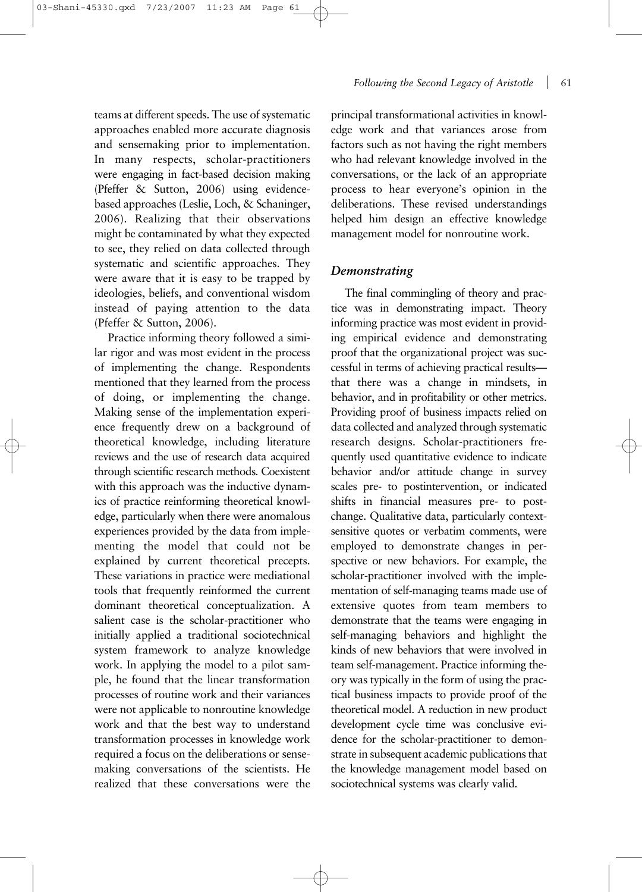teams at different speeds. The use of systematic approaches enabled more accurate diagnosis and sensemaking prior to implementation. In many respects, scholar-practitioners were engaging in fact-based decision making (Pfeffer & Sutton, 2006) using evidence-based approaches (Leslie, Loch, & Schaninger, 2006). Realizing that their observations might be contaminated by what they expected to see, they relied on data collected through systematic and scientific approaches. They were aware that it is easy to be trapped by ideologies, beliefs, and conventional wisdom instead of paying attention to the data (Pfeffer & Sutton, 2006).

Practice informing theory followed a similar rigor and was most evident in the process of implementing the change. Respondents mentioned that they learned from the process of doing, or implementing the change. Making sense of the implementation experience frequently drew on a background of theoretical knowledge, including literature reviews and the use of research data acquired through scientific research methods. Coexistent with this approach was the inductive dynamics of practice reinforcing theoretical knowledge, particularly when there were anomalous experiences provided by the data from implementing the model that could not be explained by current theoretical precepts. These variations in practice were mediational tools that frequently reinforced the current dominant theoretical conceptualization. A salient case is the scholar-practitioner who initially applied a traditional sociotechnical system framework to analyze knowledge work. In applying the model to a pilot sample, he found that the linear transformation processes of routine work and their variances were not applicable to nonroutine knowledge work and that the best way to understand transformation processes in knowledge work required a focus on the deliberations or sensemaking conversations of the scientists. He realized that these conversations were the principal transformational activities in knowledge work and that variances arose from factors such as not having the right members who had relevant knowledge involved in the conversations, or the lack of an appropriate process to hear everyone's opinion in the deliberations. These revised understandings helped him design an effective knowledge management model for nonroutine work.

### *Demonstrating*

The final commingling of theory and practice was in demonstrating impact. Theory informing practice was most evident in providing empirical evidence and demonstrating proof that the organizational project was successful in terms of achieving practical results—that there was a change in mindsets, in behavior, and in profitability or other metrics. Providing proof of business impacts relied on data collected and analyzed through systematic research designs. Scholar-practitioners frequently used quantitative evidence to indicate behavior and/or attitude change in survey scales pre- to postintervention, or indicated shifts in financial measures pre- to post-change. Qualitative data, particularly context-sensitive quotes or verbatim comments, were employed to demonstrate changes in perspective or new behaviors. For example, the scholar-practitioner involved with the implementation of self-managing teams made use of extensive quotes from team members to demonstrate that the teams were engaging in self-managing behaviors and highlight the kinds of new behaviors that were involved in team self-management. Practice informing theory was typically in the form of using the practical business impacts to provide proof of the theoretical model. A reduction in new product development cycle time was conclusive evidence for the scholar-practitioner to demonstrate in subsequent academic publications that the knowledge management model based on sociotechnical systems was clearly valid.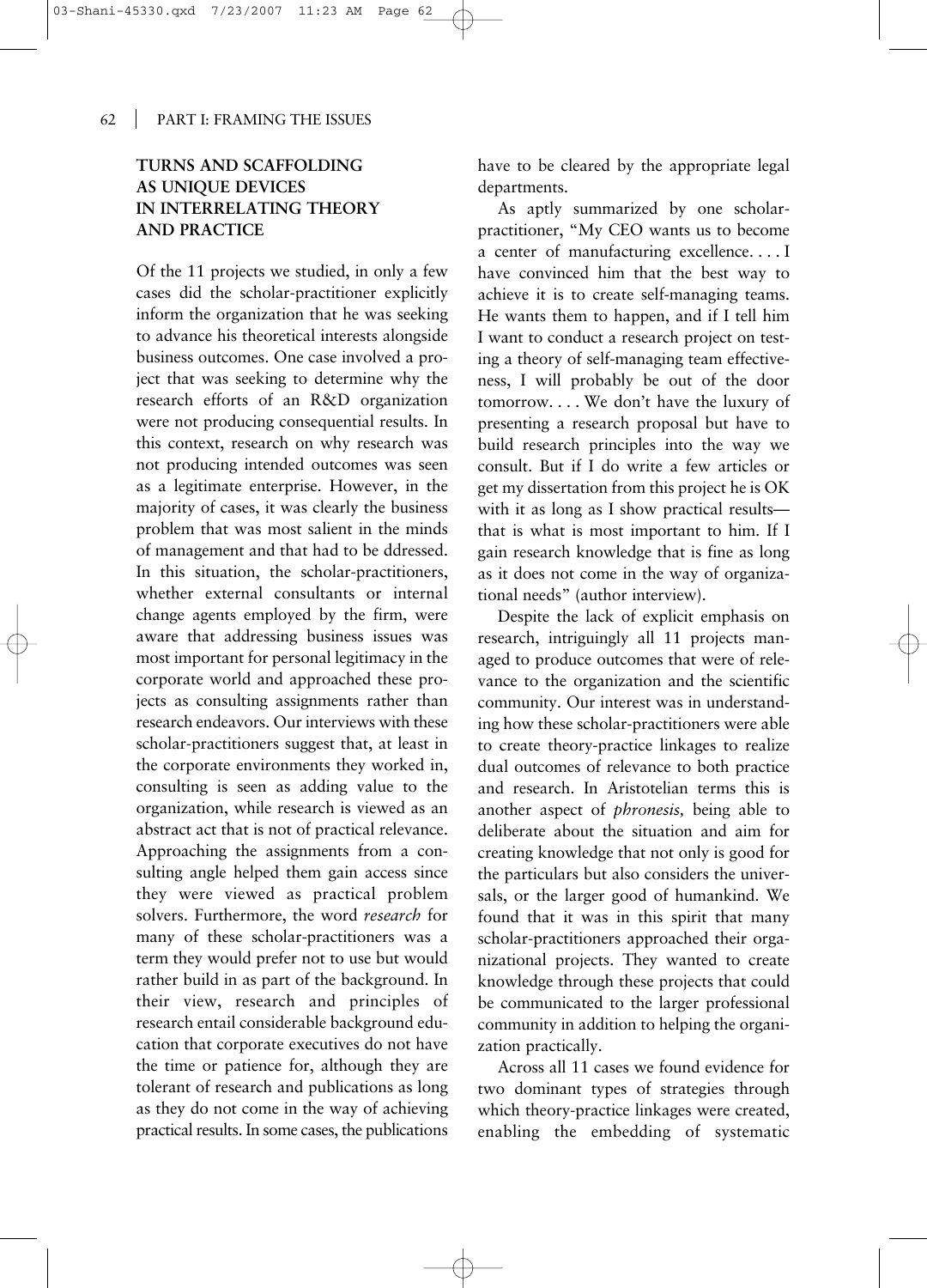## TURNS AND SCAFFOLDING AS UNIQUE DEVICES IN INTERRELATING THEORY AND PRACTICE

Of the 11 projects we studied, in only a few cases did the scholar-practitioner explicitly inform the organization that he was seeking to advance his theoretical interests alongside business outcomes. One case involved a project that was seeking to determine why the research efforts of an R&D organization were not producing consequential results. In this context, research on why research was not producing intended outcomes was seen as a legitimate enterprise. However, in the majority of cases, it was clearly the business problem that was most salient in the minds of management and that had to be ddressed. In this situation, the scholar-practitioners, whether external consultants or internal change agents employed by the firm, were aware that addressing business issues was most important for personal legitimacy in the corporate world and approached these projects as consulting assignments rather than research endeavors. Our interviews with these scholar-practitioners suggest that, at least in the corporate environments they worked in, consulting is seen as adding value to the organization, while research is viewed as an abstract act that is not of practical relevance. Approaching the assignments from a consulting angle helped them gain access since they were viewed as practical problem solvers. Furthermore, the word *research* for many of these scholar-practitioners was a term they would prefer not to use but would rather build in as part of the background. In their view, research and principles of research entail considerable background education that corporate executives do not have the time or patience for, although they are tolerant of research and publications as long as they do not come in the way of achieving practical results. In some cases, the publications have to be cleared by the appropriate legal departments.

As aptly summarized by one scholar-practitioner, "My CEO wants us to become a center of manufacturing excellence. . . . I have convinced him that the best way to achieve it is to create self-managing teams. He wants them to happen, and if I tell him I want to conduct a research project on testing a theory of self-managing team effectiveness, I will probably be out of the door tomorrow. . . . We don't have the luxury of presenting a research proposal but have to build research principles into the way we consult. But if I do write a few articles or get my dissertation from this project he is OK with it as long as I show practical results—that is what is most important to him. If I gain research knowledge that is fine as long as it does not come in the way of organizational needs" (author interview).

Despite the lack of explicit emphasis on research, intriguingly all 11 projects managed to produce outcomes that were of relevance to the organization and the scientific community. Our interest was in understanding how these scholar-practitioners were able to create theory-practice linkages to realize dual outcomes of relevance to both practice and research. In Aristotelian terms this is another aspect of *phronesis,* being able to deliberate about the situation and aim for creating knowledge that not only is good for the particulars but also considers the universals, or the larger good of humankind. We found that it was in this spirit that many scholar-practitioners approached their organizational projects. They wanted to create knowledge through these projects that could be communicated to the larger professional community in addition to helping the organization practically.

Across all 11 cases we found evidence for two dominant types of strategies through which theory-practice linkages were created, enabling the embedding of systematic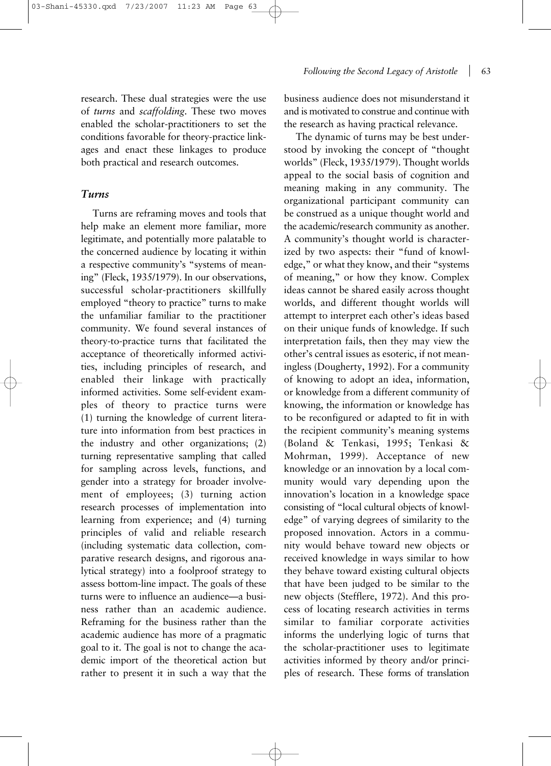research. These dual strategies were the use of *turns* and *scaffolding*. These two moves enabled the scholar-practitioners to set the conditions favorable for theory-practice linkages and enact these linkages to produce both practical and research outcomes.

### *Turns*

Turns are reframing moves and tools that help make an element more familiar, more legitimate, and potentially more palatable to the concerned audience by locating it within a respective community's "systems of meaning" (Fleck, 1935/1979). In our observations, successful scholar-practitioners skillfully employed "theory to practice" turns to make the unfamiliar familiar to the practitioner community. We found several instances of theory-to-practice turns that facilitated the acceptance of theoretically informed activities, including principles of research, and enabled their linkage with practically informed activities. Some self-evident examples of theory to practice turns were (1) turning the knowledge of current literature into information from best practices in the industry and other organizations; (2) turning representative sampling that called for sampling across levels, functions, and gender into a strategy for broader involvement of employees; (3) turning action research processes of implementation into learning from experience; and (4) turning principles of valid and reliable research (including systematic data collection, comparative research designs, and rigorous analytical strategy) into a foolproof strategy to assess bottom-line impact. The goals of these turns were to influence an audience—a business rather than an academic audience. Reframing for the business rather than the academic audience has more of a pragmatic goal to it. The goal is not to change the academic import of the theoretical action but rather to present it in such a way that the business audience does not misunderstand it and is motivated to construe and continue with the research as having practical relevance.

The dynamic of turns may be best understood by invoking the concept of "thought worlds" (Fleck, 1935/1979). Thought worlds appeal to the social basis of cognition and meaning making in any community. The organizational participant community can be construed as a unique thought world and the academic/research community as another. A community's thought world is characterized by two aspects: their "fund of knowledge," or what they know, and their "systems of meaning," or how they know. Complex ideas cannot be shared easily across thought worlds, and different thought worlds will attempt to interpret each other's ideas based on their unique funds of knowledge. If such interpretation fails, then they may view the other's central issues as esoteric, if not meaningless (Dougherty, 1992). For a community of knowing to adopt an idea, information, or knowledge from a different community of knowing, the information or knowledge has to be reconfigured or adapted to fit in with the recipient community's meaning systems (Boland & Tenkasi, 1995; Tenkasi & Mohrman, 1999). Acceptance of new knowledge or an innovation by a local community would vary depending upon the innovation's location in a knowledge space consisting of "local cultural objects of knowledge" of varying degrees of similarity to the proposed innovation. Actors in a community would behave toward new objects or received knowledge in ways similar to how they behave toward existing cultural objects that have been judged to be similar to the new objects (Stefflere, 1972). And this process of locating research activities in terms similar to familiar corporate activities informs the underlying logic of turns that the scholar-practitioner uses to legitimate activities informed by theory and/or principles of research. These forms of translation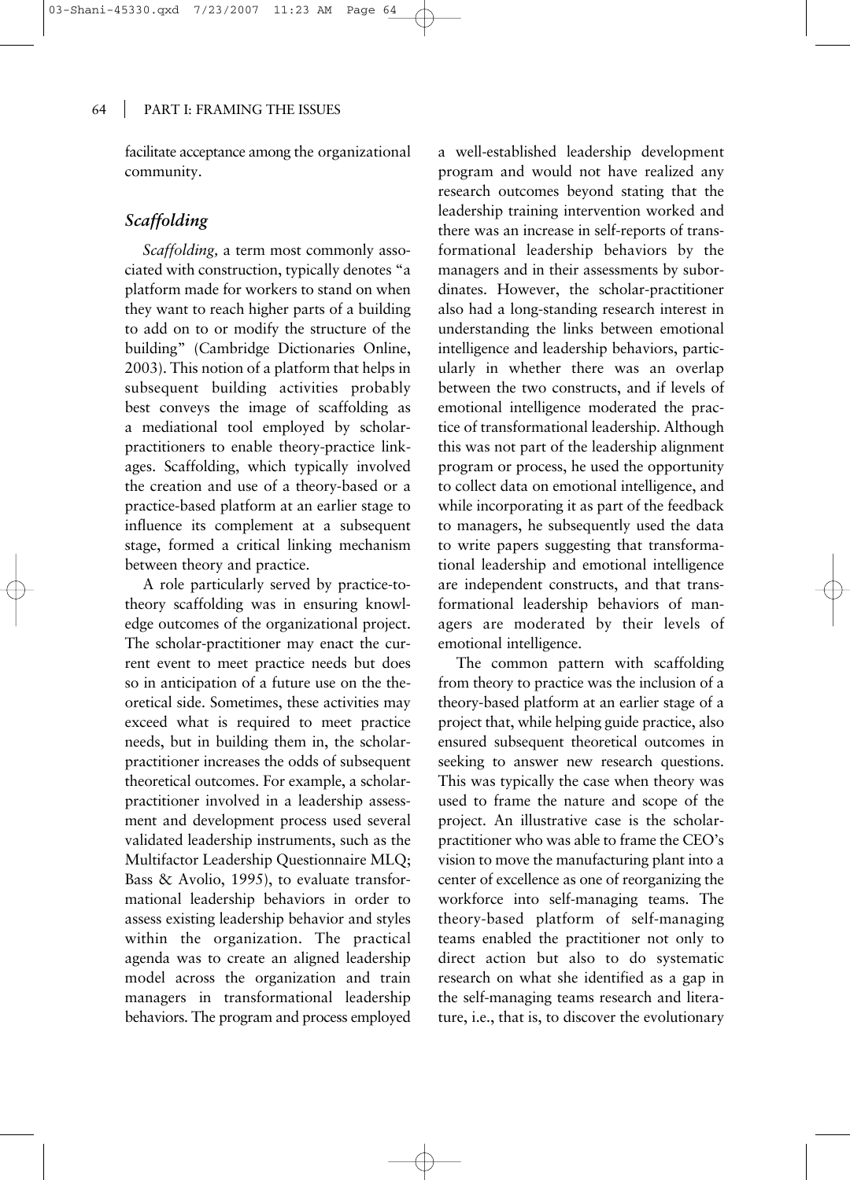facilitate acceptance among the organizational community.

### *Scaffolding*

*Scaffolding,* a term most commonly associated with construction, typically denotes "a platform made for workers to stand on when they want to reach higher parts of a building to add on to or modify the structure of the building" (Cambridge Dictionaries Online, 2003). This notion of a platform that helps in subsequent building activities probably best conveys the image of scaffolding as a mediational tool employed by scholar-practitioners to enable theory-practice linkages. Scaffolding, which typically involved the creation and use of a theory-based or a practice-based platform at an earlier stage to influence its complement at a subsequent stage, formed a critical linking mechanism between theory and practice.

A role particularly served by practice-to-theory scaffolding was in ensuring knowledge outcomes of the organizational project. The scholar-practitioner may enact the current event to meet practice needs but does so in anticipation of a future use on the theoretical side. Sometimes, these activities may exceed what is required to meet practice needs, but in building them in, the scholar-practitioner increases the odds of subsequent theoretical outcomes. For example, a scholar-practitioner involved in a leadership assessment and development process used several validated leadership instruments, such as the Multifactor Leadership Questionnaire MLQ; Bass & Avolio, 1995), to evaluate transformational leadership behaviors in order to assess existing leadership behavior and styles within the organization. The practical agenda was to create an aligned leadership model across the organization and train managers in transformational leadership behaviors. The program and process employed a well-established leadership development program and would not have realized any research outcomes beyond stating that the leadership training intervention worked and there was an increase in self-reports of transformational leadership behaviors by the managers and in their assessments by subordinates. However, the scholar-practitioner also had a long-standing research interest in understanding the links between emotional intelligence and leadership behaviors, particularly in whether there was an overlap between the two constructs, and if levels of emotional intelligence moderated the practice of transformational leadership. Although this was not part of the leadership alignment program or process, he used the opportunity to collect data on emotional intelligence, and while incorporating it as part of the feedback to managers, he subsequently used the data to write papers suggesting that transformational leadership and emotional intelligence are independent constructs, and that transformational leadership behaviors of managers are moderated by their levels of emotional intelligence.

The common pattern with scaffolding from theory to practice was the inclusion of a theory-based platform at an earlier stage of a project that, while helping guide practice, also ensured subsequent theoretical outcomes in seeking to answer new research questions. This was typically the case when theory was used to frame the nature and scope of the project. An illustrative case is the scholar-practitioner who was able to frame the CEO's vision to move the manufacturing plant into a center of excellence as one of reorganizing the workforce into self-managing teams. The theory-based platform of self-managing teams enabled the practitioner not only to direct action but also to do systematic research on what she identified as a gap in the self-managing teams research and literature, i.e., that is, to discover the evolutionary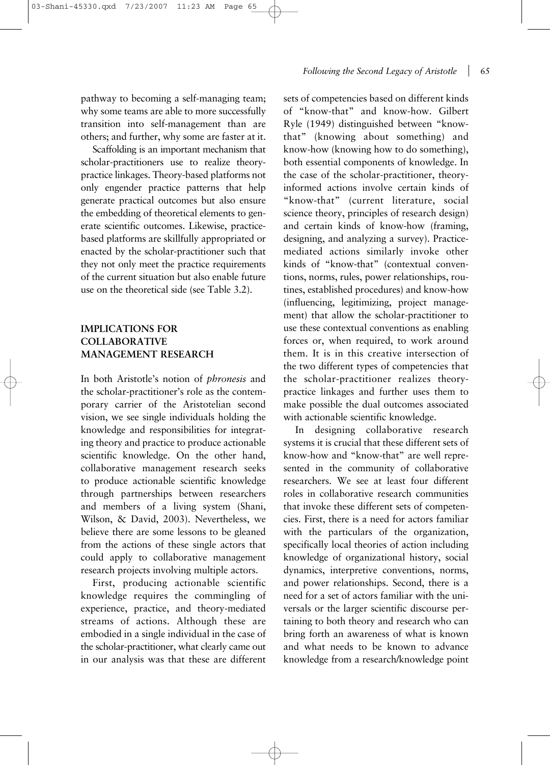pathway to becoming a self-managing team; why some teams are able to more successfully transition into self-management than are others; and further, why some are faster at it.

Scaffolding is an important mechanism that scholar-practitioners use to realize theory-practice linkages. Theory-based platforms not only engender practice patterns that help generate practical outcomes but also ensure the embedding of theoretical elements to generate scientific outcomes. Likewise, practice-based platforms are skillfully appropriated or enacted by the scholar-practitioner such that they not only meet the practice requirements of the current situation but also enable future use on the theoretical side (see Table 3.2).

## IMPLICATIONS FOR COLLABORATIVE MANAGEMENT RESEARCH

In both Aristotle's notion of *phronesis* and the scholar-practitioner's role as the contemporary carrier of the Aristotelian second vision, we see single individuals holding the knowledge and responsibilities for integrating theory and practice to produce actionable scientific knowledge. On the other hand, collaborative management research seeks to produce actionable scientific knowledge through partnerships between researchers and members of a living system (Shani, Wilson, & David, 2003). Nevertheless, we believe there are some lessons to be gleaned from the actions of these single actors that could apply to collaborative management research projects involving multiple actors.

First, producing actionable scientific knowledge requires the commingling of experience, practice, and theory-mediated streams of actions. Although these are embodied in a single individual in the case of the scholar-practitioner, what clearly came out in our analysis was that these are different sets of competencies based on different kinds of "know-that" and know-how. Gilbert Ryle (1949) distinguished between "know-that" (knowing about something) and know-how (knowing how to do something), both essential components of knowledge. In the case of the scholar-practitioner, theory-informed actions involve certain kinds of "know-that" (current literature, social science theory, principles of research design) and certain kinds of know-how (framing, designing, and analyzing a survey). Practice-mediated actions similarly invoke other kinds of "know-that" (contextual conventions, norms, rules, power relationships, routines, established procedures) and know-how (influencing, legitimizing, project management) that allow the scholar-practitioner to use these contextual conventions as enabling forces or, when required, to work around them. It is in this creative intersection of the two different types of competencies that the scholar-practitioner realizes theory-practice linkages and further uses them to make possible the dual outcomes associated with actionable scientific knowledge.

In designing collaborative research systems it is crucial that these different sets of know-how and "know-that" are well represented in the community of collaborative researchers. We see at least four different roles in collaborative research communities that invoke these different sets of competencies. First, there is a need for actors familiar with the particulars of the organization, specifically local theories of action including knowledge of organizational history, social dynamics, interpretive conventions, norms, and power relationships. Second, there is a need for a set of actors familiar with the universals or the larger scientific discourse pertaining to both theory and research who can bring forth an awareness of what is known and what needs to be known to advance knowledge from a research/knowledge point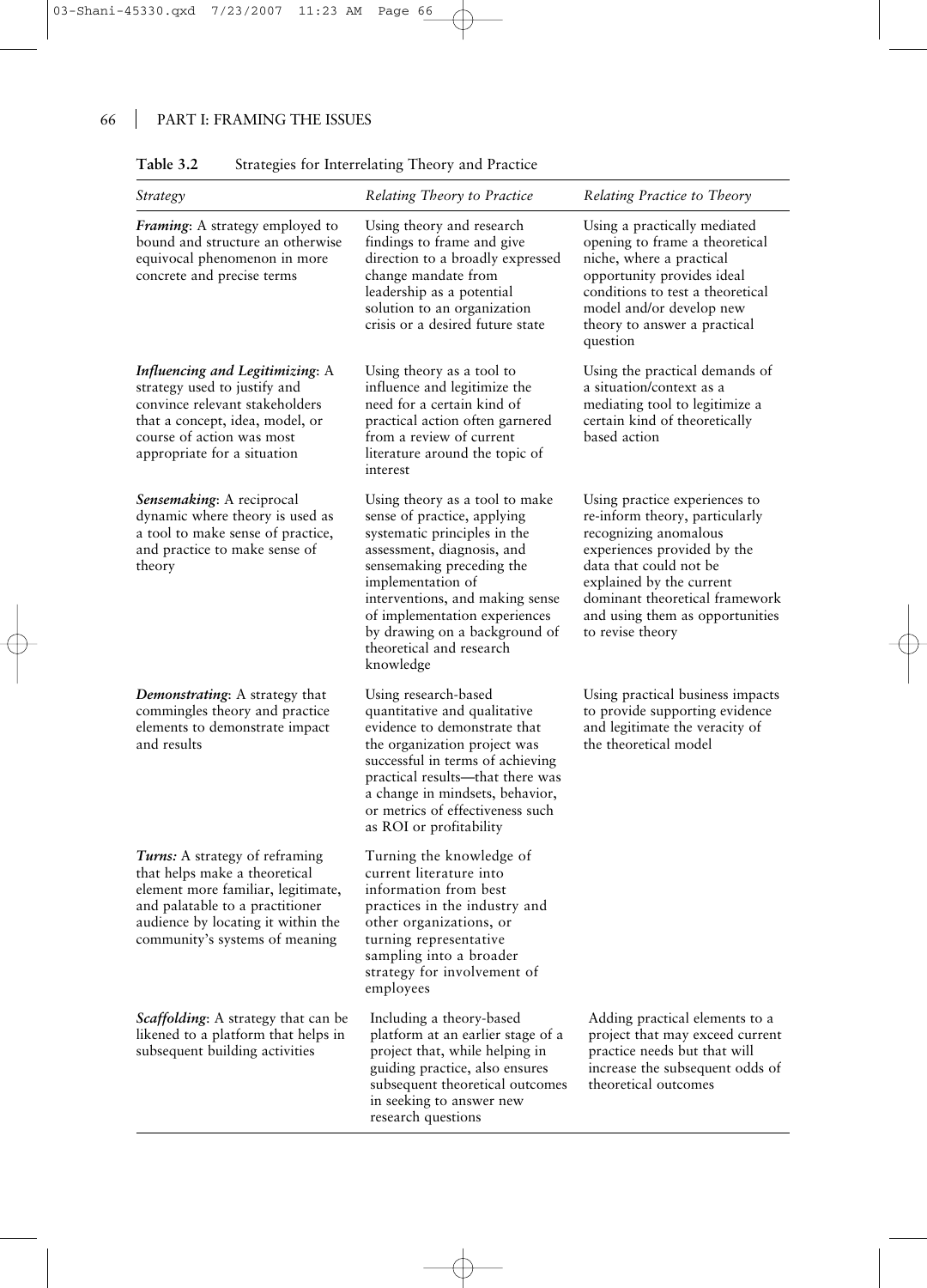**Table 3.2** Strategies for Interrelating Theory and Practice

| *Strategy* | *Relating Theory to Practice* | *Relating Practice to Theory* |
|---|---|---|
| ***Framing***: A strategy employed to bound and structure an otherwise equivocal phenomenon in more concrete and precise terms | Using theory and research findings to frame and give direction to a broadly expressed change mandate from leadership as a potential solution to an organization crisis or a desired future state | Using a practically mediated opening to frame a theoretical niche, where a practical opportunity provides ideal conditions to test a theoretical model and/or develop new theory to answer a practical question |
| ***Influencing and Legitimizing***: A strategy used to justify and convince relevant stakeholders that a concept, idea, model, or course of action was most appropriate for a situation | Using theory as a tool to influence and legitimize the need for a certain kind of practical action often garnered from a review of current literature around the topic of interest | Using the practical demands of a situation/context as a mediating tool to legitimize a certain kind of theoretically based action |
| ***Sensemaking***: A reciprocal dynamic where theory is used as a tool to make sense of practice, and practice to make sense of theory | Using theory as a tool to make sense of practice, applying systematic principles in the assessment, diagnosis, and sensemaking preceding the implementation of interventions, and making sense of implementation experiences by drawing on a background of theoretical and research knowledge | Using practice experiences to re-inform theory, particularly recognizing anomalous experiences provided by the data that could not be explained by the current dominant theoretical framework and using them as opportunities to revise theory |
| ***Demonstrating***: A strategy that commingles theory and practice elements to demonstrate impact and results | Using research-based quantitative and qualitative evidence to demonstrate that the organization project was successful in terms of achieving practical results—that there was a change in mindsets, behavior, or metrics of effectiveness such as ROI or profitability | Using practical business impacts to provide supporting evidence and legitimate the veracity of the theoretical model |
| ***Turns:*** A strategy of reframing that helps make a theoretical element more familiar, legitimate, and palatable to a practitioner audience by locating it within the community's systems of meaning | Turning the knowledge of current literature into information from best practices in the industry and other organizations, or turning representative sampling into a broader strategy for involvement of employees | |
| ***Scaffolding***: A strategy that can be likened to a platform that helps in subsequent building activities | Including a theory-based platform at an earlier stage of a project that, while helping in guiding practice, also ensures subsequent theoretical outcomes in seeking to answer new research questions | Adding practical elements to a project that may exceed current practice needs but that will increase the subsequent odds of theoretical outcomes |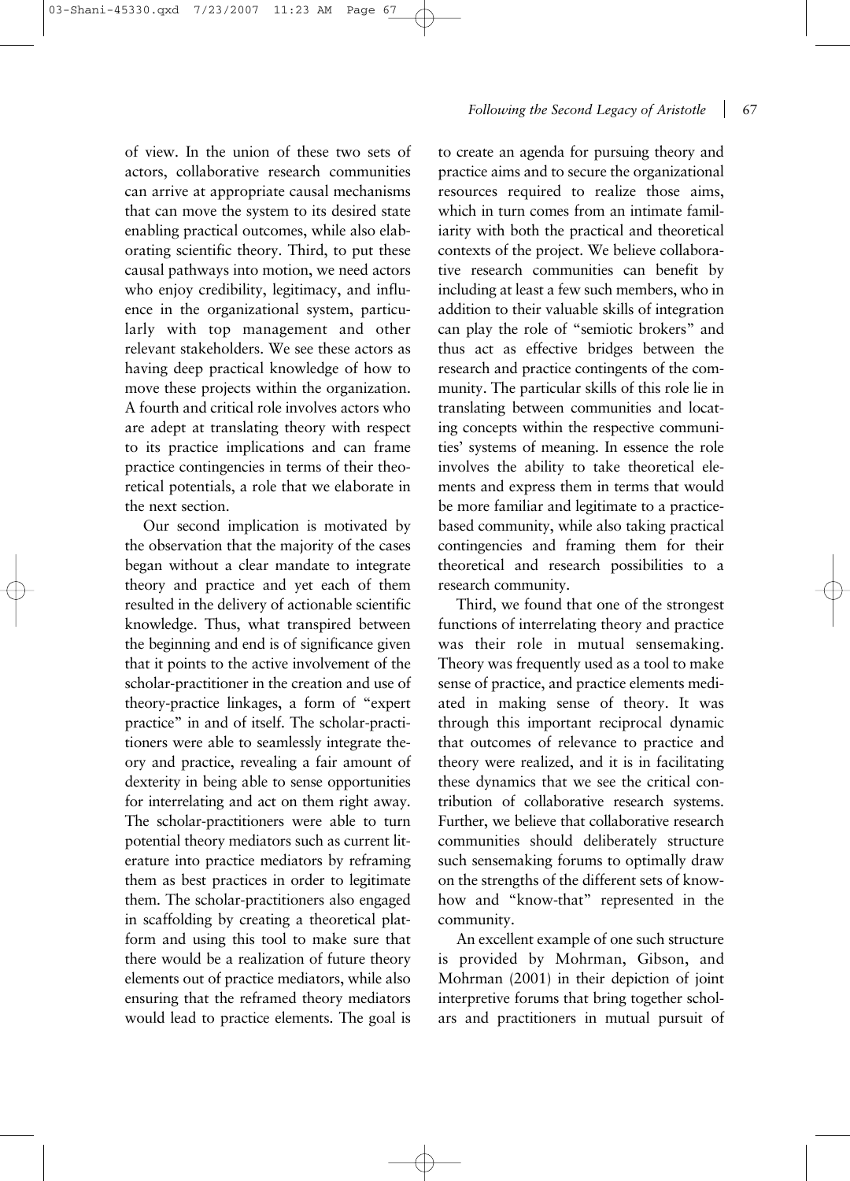of view. In the union of these two sets of actors, collaborative research communities can arrive at appropriate causal mechanisms that can move the system to its desired state enabling practical outcomes, while also elaborating scientific theory. Third, to put these causal pathways into motion, we need actors who enjoy credibility, legitimacy, and influence in the organizational system, particularly with top management and other relevant stakeholders. We see these actors as having deep practical knowledge of how to move these projects within the organization. A fourth and critical role involves actors who are adept at translating theory with respect to its practice implications and can frame practice contingencies in terms of their theoretical potentials, a role that we elaborate in the next section.

Our second implication is motivated by the observation that the majority of the cases began without a clear mandate to integrate theory and practice and yet each of them resulted in the delivery of actionable scientific knowledge. Thus, what transpired between the beginning and end is of significance given that it points to the active involvement of the scholar-practitioner in the creation and use of theory-practice linkages, a form of "expert practice" in and of itself. The scholar-practitioners were able to seamlessly integrate theory and practice, revealing a fair amount of dexterity in being able to sense opportunities for interrelating and act on them right away. The scholar-practitioners were able to turn potential theory mediators such as current literature into practice mediators by reframing them as best practices in order to legitimate them. The scholar-practitioners also engaged in scaffolding by creating a theoretical platform and using this tool to make sure that there would be a realization of future theory elements out of practice mediators, while also ensuring that the reframed theory mediators would lead to practice elements. The goal is to create an agenda for pursuing theory and practice aims and to secure the organizational resources required to realize those aims, which in turn comes from an intimate familiarity with both the practical and theoretical contexts of the project. We believe collaborative research communities can benefit by including at least a few such members, who in addition to their valuable skills of integration can play the role of "semiotic brokers" and thus act as effective bridges between the research and practice contingents of the community. The particular skills of this role lie in translating between communities and locating concepts within the respective communities' systems of meaning. In essence the role involves the ability to take theoretical elements and express them in terms that would be more familiar and legitimate to a practice-based community, while also taking practical contingencies and framing them for their theoretical and research possibilities to a research community.

Third, we found that one of the strongest functions of interrelating theory and practice was their role in mutual sensemaking. Theory was frequently used as a tool to make sense of practice, and practice elements mediated in making sense of theory. It was through this important reciprocal dynamic that outcomes of relevance to practice and theory were realized, and it is in facilitating these dynamics that we see the critical contribution of collaborative research systems. Further, we believe that collaborative research communities should deliberately structure such sensemaking forums to optimally draw on the strengths of the different sets of know-how and "know-that" represented in the community.

An excellent example of one such structure is provided by Mohrman, Gibson, and Mohrman (2001) in their depiction of joint interpretive forums that bring together scholars and practitioners in mutual pursuit of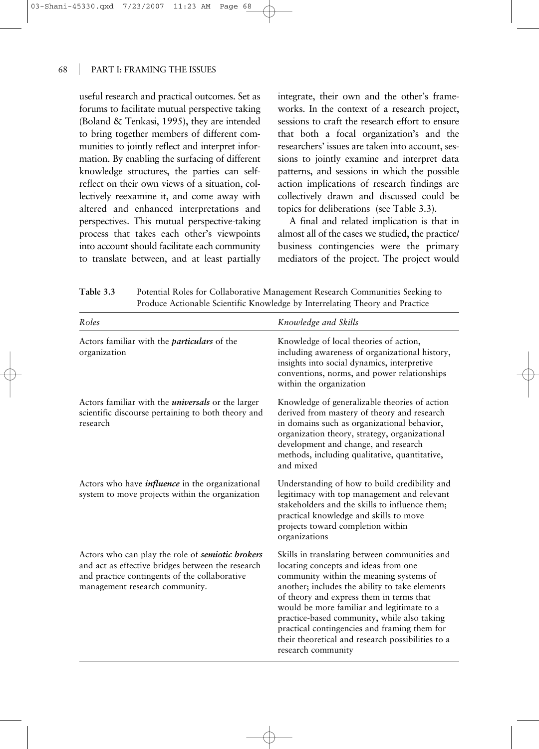useful research and practical outcomes. Set as forums to facilitate mutual perspective taking (Boland & Tenkasi, 1995), they are intended to bring together members of different communities to jointly reflect and interpret information. By enabling the surfacing of different knowledge structures, the parties can self-reflect on their own views of a situation, collectively reexamine it, and come away with altered and enhanced interpretations and perspectives. This mutual perspective-taking process that takes each other's viewpoints into account should facilitate each community to translate between, and at least partially integrate, their own and the other's frameworks. In the context of a research project, sessions to craft the research effort to ensure that both a focal organization's and the researchers' issues are taken into account, sessions to jointly examine and interpret data patterns, and sessions in which the possible action implications of research findings are collectively drawn and discussed could be topics for deliberations (see Table 3.3).

A final and related implication is that in almost all of the cases we studied, the practice/business contingencies were the primary mediators of the project. The project would

**Table 3.3** Potential Roles for Collaborative Management Research Communities Seeking to Produce Actionable Scientific Knowledge by Interrelating Theory and Practice

| *Roles* | *Knowledge and Skills* |
|---|---|
| Actors familiar with the ***particulars*** of the organization | Knowledge of local theories of action, including awareness of organizational history, insights into social dynamics, interpretive conventions, norms, and power relationships within the organization |
| Actors familiar with the ***universals*** or the larger scientific discourse pertaining to both theory and research | Knowledge of generalizable theories of action derived from mastery of theory and research in domains such as organizational behavior, organization theory, strategy, organizational development and change, and research methods, including qualitative, quantitative, and mixed |
| Actors who have ***influence*** in the organizational system to move projects within the organization | Understanding of how to build credibility and legitimacy with top management and relevant stakeholders and the skills to influence them; practical knowledge and skills to move projects toward completion within organizations |
| Actors who can play the role of ***semiotic brokers*** and act as effective bridges between the research and practice contingents of the collaborative management research community. | Skills in translating between communities and locating concepts and ideas from one community within the meaning systems of another; includes the ability to take elements of theory and express them in terms that would be more familiar and legitimate to a practice-based community, while also taking practical contingencies and framing them for their theoretical and research possibilities to a research community |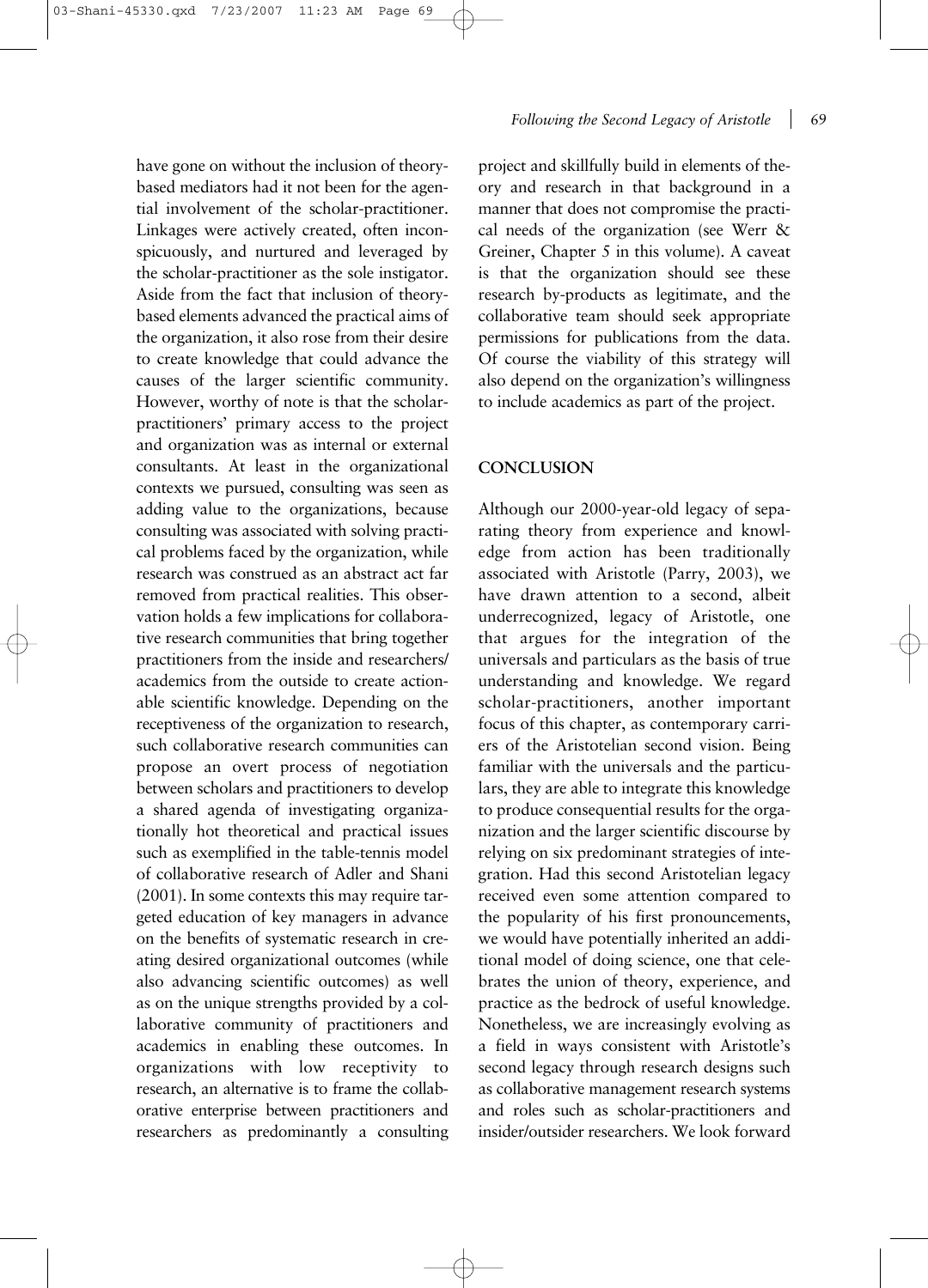have gone on without the inclusion of theory-based mediators had it not been for the agential involvement of the scholar-practitioner. Linkages were actively created, often inconspicuously, and nurtured and leveraged by the scholar-practitioner as the sole instigator. Aside from the fact that inclusion of theory-based elements advanced the practical aims of the organization, it also rose from their desire to create knowledge that could advance the causes of the larger scientific community. However, worthy of note is that the scholar-practitioners' primary access to the project and organization was as internal or external consultants. At least in the organizational contexts we pursued, consulting was seen as adding value to the organizations, because consulting was associated with solving practical problems faced by the organization, while research was construed as an abstract act far removed from practical realities. This observation holds a few implications for collaborative research communities that bring together practitioners from the inside and researchers/academics from the outside to create actionable scientific knowledge. Depending on the receptiveness of the organization to research, such collaborative research communities can propose an overt process of negotiation between scholars and practitioners to develop a shared agenda of investigating organizationally hot theoretical and practical issues such as exemplified in the table-tennis model of collaborative research of Adler and Shani (2001). In some contexts this may require targeted education of key managers in advance on the benefits of systematic research in creating desired organizational outcomes (while also advancing scientific outcomes) as well as on the unique strengths provided by a collaborative community of practitioners and academics in enabling these outcomes. In organizations with low receptivity to research, an alternative is to frame the collaborative enterprise between practitioners and researchers as predominantly a consulting project and skillfully build in elements of theory and research in that background in a manner that does not compromise the practical needs of the organization (see Werr & Greiner, Chapter 5 in this volume). A caveat is that the organization should see these research by-products as legitimate, and the collaborative team should seek appropriate permissions for publications from the data. Of course the viability of this strategy will also depend on the organization's willingness to include academics as part of the project.

## CONCLUSION

Although our 2000-year-old legacy of separating theory from experience and knowledge from action has been traditionally associated with Aristotle (Parry, 2003), we have drawn attention to a second, albeit underrecognized, legacy of Aristotle, one that argues for the integration of the universals and particulars as the basis of true understanding and knowledge. We regard scholar-practitioners, another important focus of this chapter, as contemporary carriers of the Aristotelian second vision. Being familiar with the universals and the particulars, they are able to integrate this knowledge to produce consequential results for the organization and the larger scientific discourse by relying on six predominant strategies of integration. Had this second Aristotelian legacy received even some attention compared to the popularity of his first pronouncements, we would have potentially inherited an additional model of doing science, one that celebrates the union of theory, experience, and practice as the bedrock of useful knowledge. Nonetheless, we are increasingly evolving as a field in ways consistent with Aristotle's second legacy through research designs such as collaborative management research systems and roles such as scholar-practitioners and insider/outsider researchers. We look forward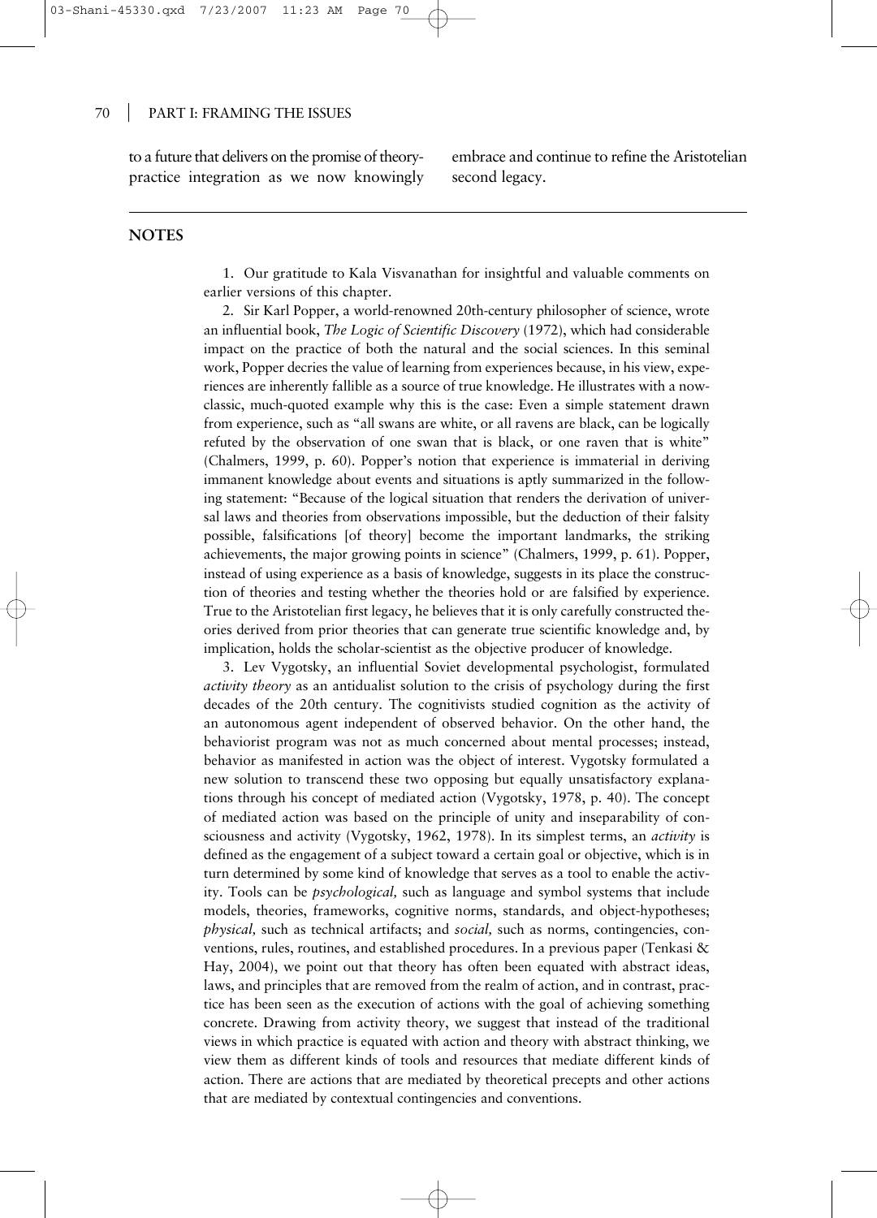to a future that delivers on the promise of theory-practice integration as we now knowingly embrace and continue to refine the Aristotelian second legacy.

## NOTES

1. Our gratitude to Kala Visvanathan for insightful and valuable comments on earlier versions of this chapter.

2. Sir Karl Popper, a world-renowned 20th-century philosopher of science, wrote an influential book, *The Logic of Scientific Discovery* (1972), which had considerable impact on the practice of both the natural and the social sciences. In this seminal work, Popper decries the value of learning from experiences because, in his view, experiences are inherently fallible as a source of true knowledge. He illustrates with a now-classic, much-quoted example why this is the case: Even a simple statement drawn from experience, such as "all swans are white, or all ravens are black, can be logically refuted by the observation of one swan that is black, or one raven that is white" (Chalmers, 1999, p. 60). Popper's notion that experience is immaterial in deriving immanent knowledge about events and situations is aptly summarized in the following statement: "Because of the logical situation that renders the derivation of universal laws and theories from observations impossible, but the deduction of their falsity possible, falsifications [of theory] become the important landmarks, the striking achievements, the major growing points in science" (Chalmers, 1999, p. 61). Popper, instead of using experience as a basis of knowledge, suggests in its place the construction of theories and testing whether the theories hold or are falsified by experience. True to the Aristotelian first legacy, he believes that it is only carefully constructed theories derived from prior theories that can generate true scientific knowledge and, by implication, holds the scholar-scientist as the objective producer of knowledge.

3. Lev Vygotsky, an influential Soviet developmental psychologist, formulated *activity theory* as an antidualist solution to the crisis of psychology during the first decades of the 20th century. The cognitivists studied cognition as the activity of an autonomous agent independent of observed behavior. On the other hand, the behaviorist program was not as much concerned about mental processes; instead, behavior as manifested in action was the object of interest. Vygotsky formulated a new solution to transcend these two opposing but equally unsatisfactory explanations through his concept of mediated action (Vygotsky, 1978, p. 40). The concept of mediated action was based on the principle of unity and inseparability of consciousness and activity (Vygotsky, 1962, 1978). In its simplest terms, an *activity* is defined as the engagement of a subject toward a certain goal or objective, which is in turn determined by some kind of knowledge that serves as a tool to enable the activity. Tools can be *psychological,* such as language and symbol systems that include models, theories, frameworks, cognitive norms, standards, and object-hypotheses; *physical,* such as technical artifacts; and *social,* such as norms, contingencies, conventions, rules, routines, and established procedures. In a previous paper (Tenkasi & Hay, 2004), we point out that theory has often been equated with abstract ideas, laws, and principles that are removed from the realm of action, and in contrast, practice has been seen as the execution of actions with the goal of achieving something concrete. Drawing from activity theory, we suggest that instead of the traditional views in which practice is equated with action and theory with abstract thinking, we view them as different kinds of tools and resources that mediate different kinds of action. There are actions that are mediated by theoretical precepts and other actions that are mediated by contextual contingencies and conventions.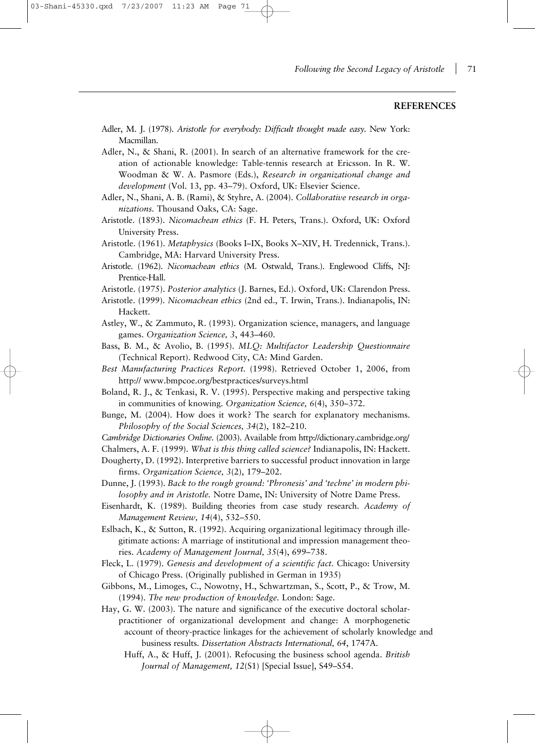## REFERENCES

Adler, M. J. (1978). *Aristotle for everybody: Difficult thought made easy.* New York: Macmillan.

Adler, N., & Shani, R. (2001). In search of an alternative framework for the creation of actionable knowledge: Table-tennis research at Ericsson. In R. W. Woodman & W. A. Pasmore (Eds.), *Research in organizational change and development* (Vol. 13, pp. 43–79). Oxford, UK: Elsevier Science.

Adler, N., Shani, A. B. (Rami), & Styhre, A. (2004). *Collaborative research in organizations.* Thousand Oaks, CA: Sage.

Aristotle. (1893). *Nicomachean ethics* (F. H. Peters, Trans.). Oxford, UK: Oxford University Press.

Aristotle. (1961). *Metaphysics* (Books I–IX, Books X–XIV, H. Tredennick, Trans.). Cambridge, MA: Harvard University Press.

Aristotle. (1962). *Nicomachean ethics* (M. Ostwald, Trans.). Englewood Cliffs, NJ: Prentice-Hall.

Aristotle. (1975). *Posterior analytics* (J. Barnes, Ed.). Oxford, UK: Clarendon Press.

Aristotle. (1999). *Nicomachean ethics* (2nd ed., T. Irwin, Trans.). Indianapolis, IN: Hackett.

Astley, W., & Zammuto, R. (1993). Organization science, managers, and language games. *Organization Science, 3*, 443–460.

Bass, B. M., & Avolio, B. (1995). *MLQ: Multifactor Leadership Questionnaire* (Technical Report). Redwood City, CA: Mind Garden.

*Best Manufacturing Practices Report.* (1998). Retrieved October 1, 2006, from http:// www.bmpcoe.org/bestpractices/surveys.html

Boland, R. J., & Tenkasi, R. V. (1995). Perspective making and perspective taking in communities of knowing. *Organization Science, 6*(4), 350–372.

Bunge, M. (2004). How does it work? The search for explanatory mechanisms. *Philosophy of the Social Sciences, 34*(2), 182–210.

*Cambridge Dictionaries Online.* (2003). Available from http://dictionary.cambridge.org/

Chalmers, A. F. (1999). *What is this thing called science?* Indianapolis, IN: Hackett.

Dougherty, D. (1992). Interpretive barriers to successful product innovation in large firms. *Organization Science, 3*(2), 179–202.

Dunne, J. (1993). *Back to the rough ground: 'Phronesis' and 'techne' in modern philosophy and in Aristotle.* Notre Dame, IN: University of Notre Dame Press.

Eisenhardt, K. (1989). Building theories from case study research. *Academy of Management Review, 14*(4), 532–550.

Eslbach, K., & Sutton, R. (1992). Acquiring organizational legitimacy through illegitimate actions: A marriage of institutional and impression management theories. *Academy of Management Journal, 35*(4), 699–738.

Fleck, L. (1979). *Genesis and development of a scientific fact.* Chicago: University of Chicago Press. (Originally published in German in 1935)

Gibbons, M., Limoges, C., Nowotny, H., Schwartzman, S., Scott, P., & Trow, M. (1994). *The new production of knowledge.* London: Sage.

Hay, G. W. (2003). The nature and significance of the executive doctoral scholar-practitioner of organizational development and change: A morphogenetic account of theory-practice linkages for the achievement of scholarly knowledge and business results. *Dissertation Abstracts International, 64*, 1747A.

Huff, A., & Huff, J. (2001). Refocusing the business school agenda. *British Journal of Management, 12*(S1) [Special Issue], S49–S54.